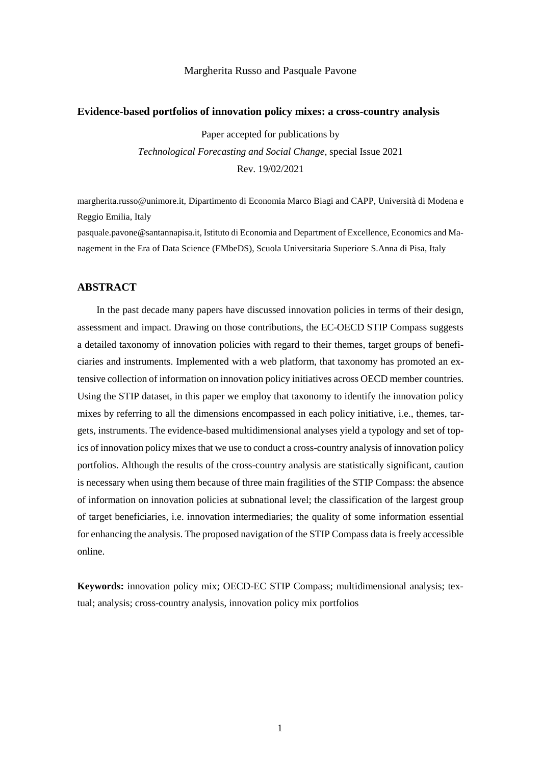Margherita Russo and Pasquale Pavone

**Evidence-based portfolios of innovation policy mixes: a cross-country analysis**

Paper accepted for publications by

*Technological Forecasting and Social Change*, special Issue 2021

Rev. 19/02/2021

margherita.russo@unimore.it, Dipartimento di Economia Marco Biagi and CAPP, Università di Modena e Reggio Emilia, Italy

pasquale.pavone@santannapisa.it, Istituto di Economia and Department of Excellence, Economics and Management in the Era of Data Science (EMbeDS), Scuola Universitaria Superiore S.Anna di Pisa, Italy

## ABSTRACT

In the past decade many papers have discussed innovation policies in terms of their design, assessment and impact. Drawing on those contributions, the EC-OECD STIP Compass suggests a detailed taxonomy of innovation policies with regard to their themes, target groups of beneficiaries and instruments. Implemented with a web platform, that taxonomy has promoted an extensive collection of information on innovation policy initiatives across OECD member countries. Using the STIP dataset, in this paper we employ that taxonomy to identify the innovation policy mixes by referring to all the dimensions encompassed in each policy initiative, i.e., themes, targets, instruments. The evidence-based multidimensional analyses yield a typology and set of topics of innovation policy mixes that we use to conduct a cross-country analysis of innovation policy portfolios. Although the results of the cross-country analysis are statistically significant, caution is necessary when using them because of three main fragilities of the STIP Compass: the absence of information on innovation policies at subnational level; the classification of the largest group of target beneficiaries, i.e. innovation intermediaries; the quality of some information essential for enhancing the analysis. The proposed navigation of the STIP Compass data is freely accessible online.

**Keywords:** innovation policy mix; OECD-EC STIP Compass; multidimensional analysis; textual; analysis; cross-country analysis, innovation policy mix portfolios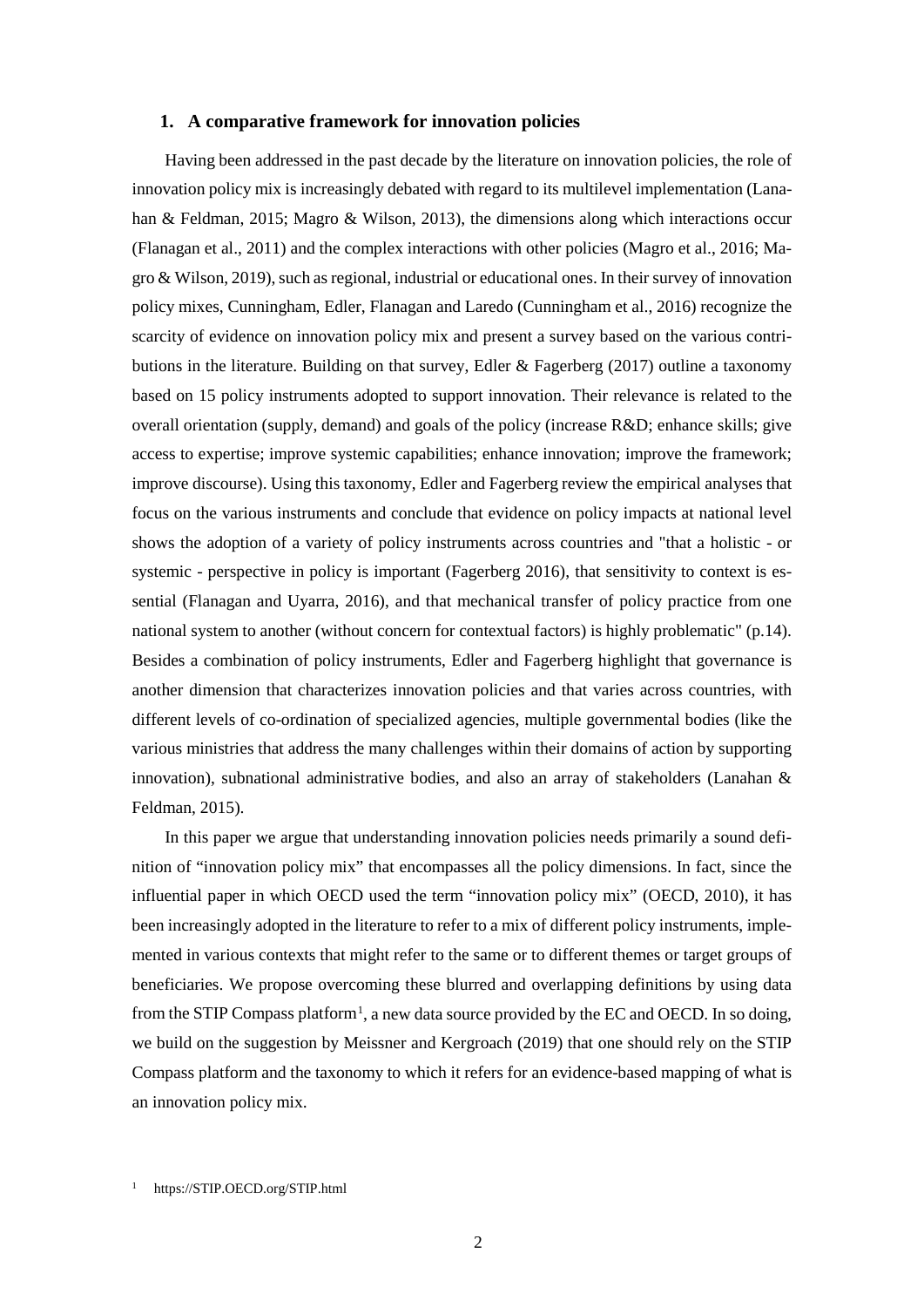## 1. A comparative framework for innovation policies

Having been addressed in the past decade by the literature on innovation policies, the role of innovation policy mix is increasingly debated with regard to its multilevel implementation (Lanahan & Feldman, 2015; Magro & Wilson, 2013), the dimensions along which interactions occur (Flanagan et al., 2011) and the complex interactions with other policies (Magro et al., 2016; Magro & Wilson, 2019), such as regional, industrial or educational ones. In their survey of innovation policy mixes, Cunningham, Edler, Flanagan and Laredo (Cunningham et al., 2016) recognize the scarcity of evidence on innovation policy mix and present a survey based on the various contributions in the literature. Building on that survey, Edler & Fagerberg (2017) outline a taxonomy based on 15 policy instruments adopted to support innovation. Their relevance is related to the overall orientation (supply, demand) and goals of the policy (increase R&D; enhance skills; give access to expertise; improve systemic capabilities; enhance innovation; improve the framework; improve discourse). Using this taxonomy, Edler and Fagerberg review the empirical analyses that focus on the various instruments and conclude that evidence on policy impacts at national level shows the adoption of a variety of policy instruments across countries and "that a holistic - or systemic - perspective in policy is important (Fagerberg 2016), that sensitivity to context is essential (Flanagan and Uyarra, 2016), and that mechanical transfer of policy practice from one national system to another (without concern for contextual factors) is highly problematic" (p.14). Besides a combination of policy instruments, Edler and Fagerberg highlight that governance is another dimension that characterizes innovation policies and that varies across countries, with different levels of co-ordination of specialized agencies, multiple governmental bodies (like the various ministries that address the many challenges within their domains of action by supporting innovation), subnational administrative bodies, and also an array of stakeholders (Lanahan & Feldman, 2015).

In this paper we argue that understanding innovation policies needs primarily a sound definition of "innovation policy mix" that encompasses all the policy dimensions. In fact, since the influential paper in which OECD used the term "innovation policy mix" (OECD, 2010), it has been increasingly adopted in the literature to refer to a mix of different policy instruments, implemented in various contexts that might refer to the same or to different themes or target groups of beneficiaries. We propose overcoming these blurred and overlapping definitions by using data from the STIP Compass platform[1], a new data source provided by the EC and OECD. In so doing, we build on the suggestion by Meissner and Kergroach (2019) that one should rely on the STIP Compass platform and the taxonomy to which it refers for an evidence-based mapping of what is an innovation policy mix.

[1] https://STIP.OECD.org/STIP.html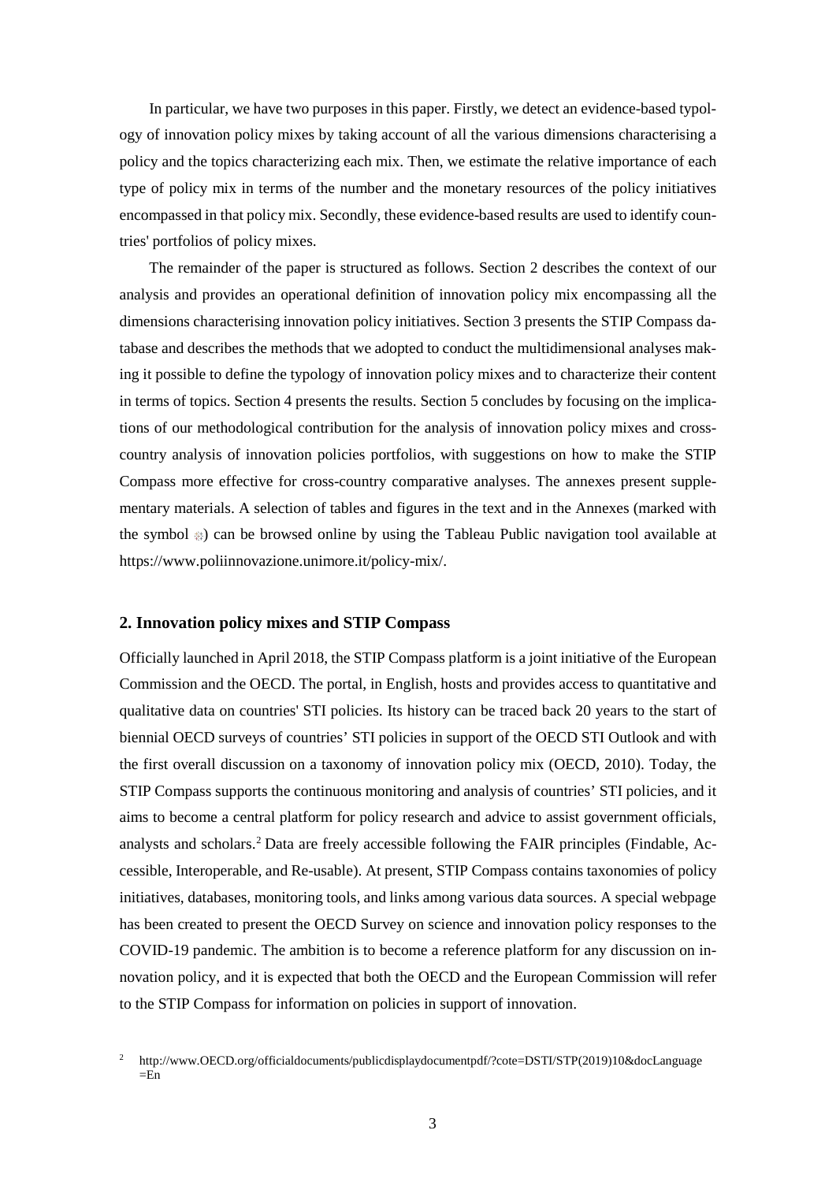In particular, we have two purposes in this paper. Firstly, we detect an evidence-based typology of innovation policy mixes by taking account of all the various dimensions characterising a policy and the topics characterizing each mix. Then, we estimate the relative importance of each type of policy mix in terms of the number and the monetary resources of the policy initiatives encompassed in that policy mix. Secondly, these evidence-based results are used to identify countries' portfolios of policy mixes.

The remainder of the paper is structured as follows. Section 2 describes the context of our analysis and provides an operational definition of innovation policy mix encompassing all the dimensions characterising innovation policy initiatives. Section 3 presents the STIP Compass database and describes the methods that we adopted to conduct the multidimensional analyses making it possible to define the typology of innovation policy mixes and to characterize their content in terms of topics. Section 4 presents the results. Section 5 concludes by focusing on the implications of our methodological contribution for the analysis of innovation policy mixes and cross-country analysis of innovation policies portfolios, with suggestions on how to make the STIP Compass more effective for cross-country comparative analyses. The annexes present supplementary materials. A selection of tables and figures in the text and in the Annexes (marked with the symbol ❄) can be browsed online by using the Tableau Public navigation tool available at https://www.poliinnovazione.unimore.it/policy-mix/.

## 2. Innovation policy mixes and STIP Compass

Officially launched in April 2018, the STIP Compass platform is a joint initiative of the European Commission and the OECD. The portal, in English, hosts and provides access to quantitative and qualitative data on countries' STI policies. Its history can be traced back 20 years to the start of biennial OECD surveys of countries' STI policies in support of the OECD STI Outlook and with the first overall discussion on a taxonomy of innovation policy mix (OECD, 2010). Today, the STIP Compass supports the continuous monitoring and analysis of countries' STI policies, and it aims to become a central platform for policy research and advice to assist government officials, analysts and scholars.[2] Data are freely accessible following the FAIR principles (Findable, Accessible, Interoperable, and Re-usable). At present, STIP Compass contains taxonomies of policy initiatives, databases, monitoring tools, and links among various data sources. A special webpage has been created to present the OECD Survey on science and innovation policy responses to the COVID-19 pandemic. The ambition is to become a reference platform for any discussion on innovation policy, and it is expected that both the OECD and the European Commission will refer to the STIP Compass for information on policies in support of innovation.

[2] http://www.OECD.org/officialdocuments/publicdisplaydocumentpdf/?cote=DSTI/STP(2019)10&docLanguage=En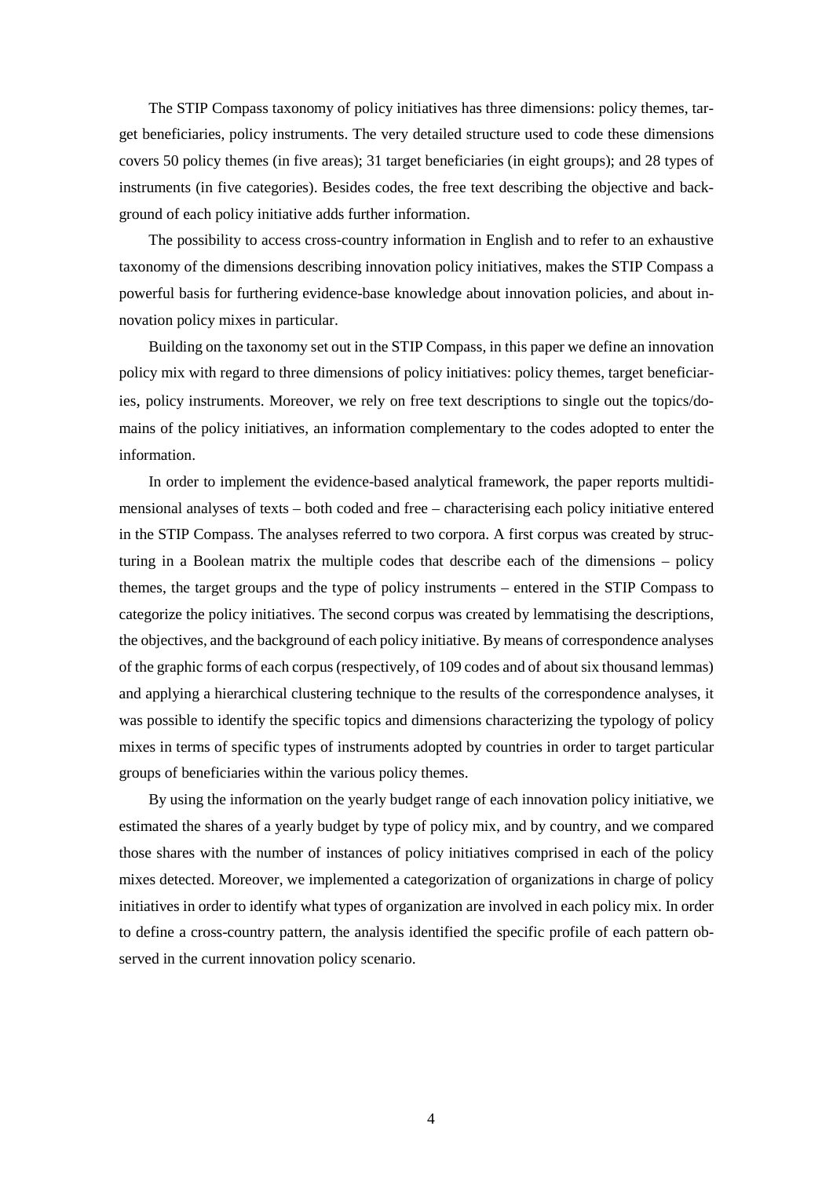The STIP Compass taxonomy of policy initiatives has three dimensions: policy themes, target beneficiaries, policy instruments. The very detailed structure used to code these dimensions covers 50 policy themes (in five areas); 31 target beneficiaries (in eight groups); and 28 types of instruments (in five categories). Besides codes, the free text describing the objective and background of each policy initiative adds further information.

The possibility to access cross-country information in English and to refer to an exhaustive taxonomy of the dimensions describing innovation policy initiatives, makes the STIP Compass a powerful basis for furthering evidence-base knowledge about innovation policies, and about innovation policy mixes in particular.

Building on the taxonomy set out in the STIP Compass, in this paper we define an innovation policy mix with regard to three dimensions of policy initiatives: policy themes, target beneficiaries, policy instruments. Moreover, we rely on free text descriptions to single out the topics/domains of the policy initiatives, an information complementary to the codes adopted to enter the information.

In order to implement the evidence-based analytical framework, the paper reports multidimensional analyses of texts – both coded and free – characterising each policy initiative entered in the STIP Compass. The analyses referred to two corpora. A first corpus was created by structuring in a Boolean matrix the multiple codes that describe each of the dimensions – policy themes, the target groups and the type of policy instruments – entered in the STIP Compass to categorize the policy initiatives. The second corpus was created by lemmatising the descriptions, the objectives, and the background of each policy initiative. By means of correspondence analyses of the graphic forms of each corpus (respectively, of 109 codes and of about six thousand lemmas) and applying a hierarchical clustering technique to the results of the correspondence analyses, it was possible to identify the specific topics and dimensions characterizing the typology of policy mixes in terms of specific types of instruments adopted by countries in order to target particular groups of beneficiaries within the various policy themes.

By using the information on the yearly budget range of each innovation policy initiative, we estimated the shares of a yearly budget by type of policy mix, and by country, and we compared those shares with the number of instances of policy initiatives comprised in each of the policy mixes detected. Moreover, we implemented a categorization of organizations in charge of policy initiatives in order to identify what types of organization are involved in each policy mix. In order to define a cross-country pattern, the analysis identified the specific profile of each pattern observed in the current innovation policy scenario.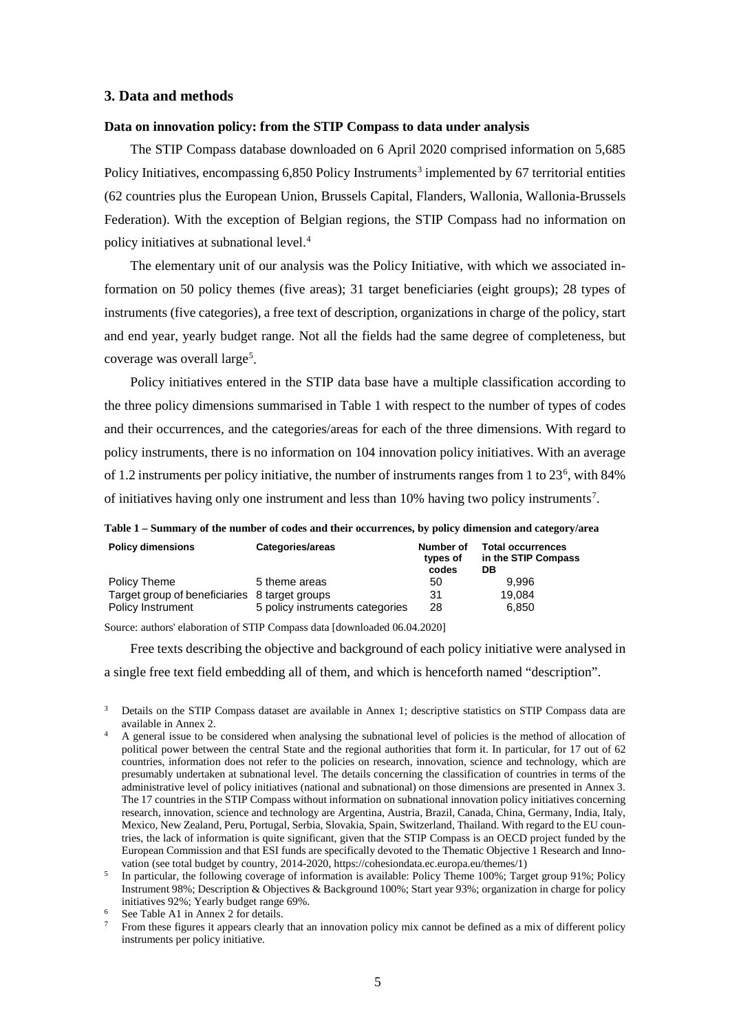## 3. Data and methods

### Data on innovation policy: from the STIP Compass to data under analysis

The STIP Compass database downloaded on 6 April 2020 comprised information on 5,685 Policy Initiatives, encompassing 6,850 Policy Instruments[3] implemented by 67 territorial entities (62 countries plus the European Union, Brussels Capital, Flanders, Wallonia, Wallonia-Brussels Federation). With the exception of Belgian regions, the STIP Compass had no information on policy initiatives at subnational level.[4]

The elementary unit of our analysis was the Policy Initiative, with which we associated information on 50 policy themes (five areas); 31 target beneficiaries (eight groups); 28 types of instruments (five categories), a free text of description, organizations in charge of the policy, start and end year, yearly budget range. Not all the fields had the same degree of completeness, but coverage was overall large[5].

Policy initiatives entered in the STIP data base have a multiple classification according to the three policy dimensions summarised in Table 1 with respect to the number of types of codes and their occurrences, and the categories/areas for each of the three dimensions. With regard to policy instruments, there is no information on 104 innovation policy initiatives. With an average of 1.2 instruments per policy initiative, the number of instruments ranges from 1 to 23[6], with 84% of initiatives having only one instrument and less than 10% having two policy instruments[7].

**Table 1 – Summary of the number of codes and their occurrences, by policy dimension and category/area**

| Policy dimensions | Categories/areas | Number of types of codes | Total occurrences in the STIP Compass DB |
|---|---|---|---|
| Policy Theme | 5 theme areas | 50 | 9,996 |
| Target group of beneficiaries | 8 target groups | 31 | 19,084 |
| Policy Instrument | 5 policy instruments categories | 28 | 6,850 |

Source: authors' elaboration of STIP Compass data [downloaded 06.04.2020]

Free texts describing the objective and background of each policy initiative were analysed in a single free text field embedding all of them, and which is henceforth named "description".

[3] Details on the STIP Compass dataset are available in Annex 1; descriptive statistics on STIP Compass data are available in Annex 2.

[4] A general issue to be considered when analysing the subnational level of policies is the method of allocation of political power between the central State and the regional authorities that form it. In particular, for 17 out of 62 countries, information does not refer to the policies on research, innovation, science and technology, which are presumably undertaken at subnational level. The details concerning the classification of countries in terms of the administrative level of policy initiatives (national and subnational) on those dimensions are presented in Annex 3. The 17 countries in the STIP Compass without information on subnational innovation policy initiatives concerning research, innovation, science and technology are Argentina, Austria, Brazil, Canada, China, Germany, India, Italy, Mexico, New Zealand, Peru, Portugal, Serbia, Slovakia, Spain, Switzerland, Thailand. With regard to the EU countries, the lack of information is quite significant, given that the STIP Compass is an OECD project funded by the European Commission and that ESI funds are specifically devoted to the Thematic Objective 1 Research and Innovation (see total budget by country, 2014-2020, https://cohesiondata.ec.europa.eu/themes/1)

[5] In particular, the following coverage of information is available: Policy Theme 100%; Target group 91%; Policy Instrument 98%; Description & Objectives & Background 100%; Start year 93%; organization in charge for policy initiatives 92%; Yearly budget range 69%.

[6] See Table A1 in Annex 2 for details.

[7] From these figures it appears clearly that an innovation policy mix cannot be defined as a mix of different policy instruments per policy initiative.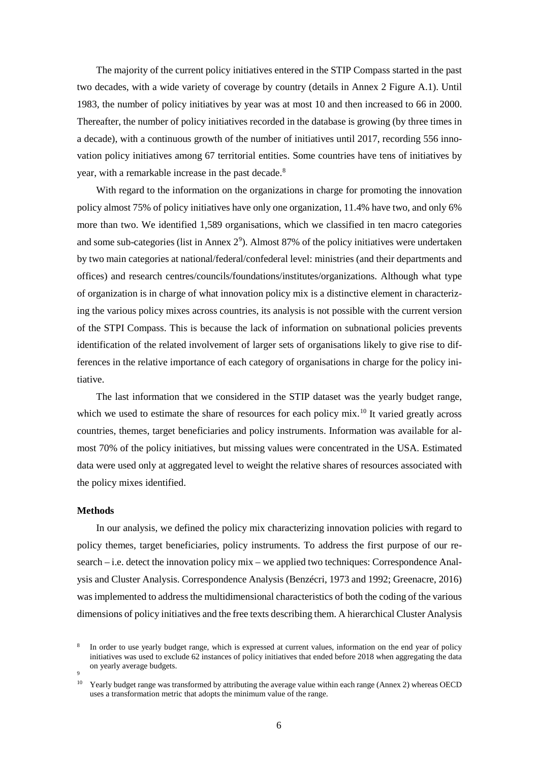The majority of the current policy initiatives entered in the STIP Compass started in the past two decades, with a wide variety of coverage by country (details in Annex 2 Figure A.1). Until 1983, the number of policy initiatives by year was at most 10 and then increased to 66 in 2000. Thereafter, the number of policy initiatives recorded in the database is growing (by three times in a decade), with a continuous growth of the number of initiatives until 2017, recording 556 innovation policy initiatives among 67 territorial entities. Some countries have tens of initiatives by year, with a remarkable increase in the past decade.[8]

With regard to the information on the organizations in charge for promoting the innovation policy almost 75% of policy initiatives have only one organization, 11.4% have two, and only 6% more than two. We identified 1,589 organisations, which we classified in ten macro categories and some sub-categories (list in Annex 2[9]). Almost 87% of the policy initiatives were undertaken by two main categories at national/federal/confederal level: ministries (and their departments and offices) and research centres/councils/foundations/institutes/organizations. Although what type of organization is in charge of what innovation policy mix is a distinctive element in characterizing the various policy mixes across countries, its analysis is not possible with the current version of the STPI Compass. This is because the lack of information on subnational policies prevents identification of the related involvement of larger sets of organisations likely to give rise to differences in the relative importance of each category of organisations in charge for the policy initiative.

The last information that we considered in the STIP dataset was the yearly budget range, which we used to estimate the share of resources for each policy mix.[10] It varied greatly across countries, themes, target beneficiaries and policy instruments. Information was available for almost 70% of the policy initiatives, but missing values were concentrated in the USA. Estimated data were used only at aggregated level to weight the relative shares of resources associated with the policy mixes identified.

**Methods**

In our analysis, we defined the policy mix characterizing innovation policies with regard to policy themes, target beneficiaries, policy instruments. To address the first purpose of our research – i.e. detect the innovation policy mix – we applied two techniques: Correspondence Analysis and Cluster Analysis. Correspondence Analysis (Benzécri, 1973 and 1992; Greenacre, 2016) was implemented to address the multidimensional characteristics of both the coding of the various dimensions of policy initiatives and the free texts describing them. A hierarchical Cluster Analysis

---

[8] In order to use yearly budget range, which is expressed at current values, information on the end year of policy initiatives was used to exclude 62 instances of policy initiatives that ended before 2018 when aggregating the data on yearly average budgets.

[9]

[10] Yearly budget range was transformed by attributing the average value within each range (Annex 2) whereas OECD uses a transformation metric that adopts the minimum value of the range.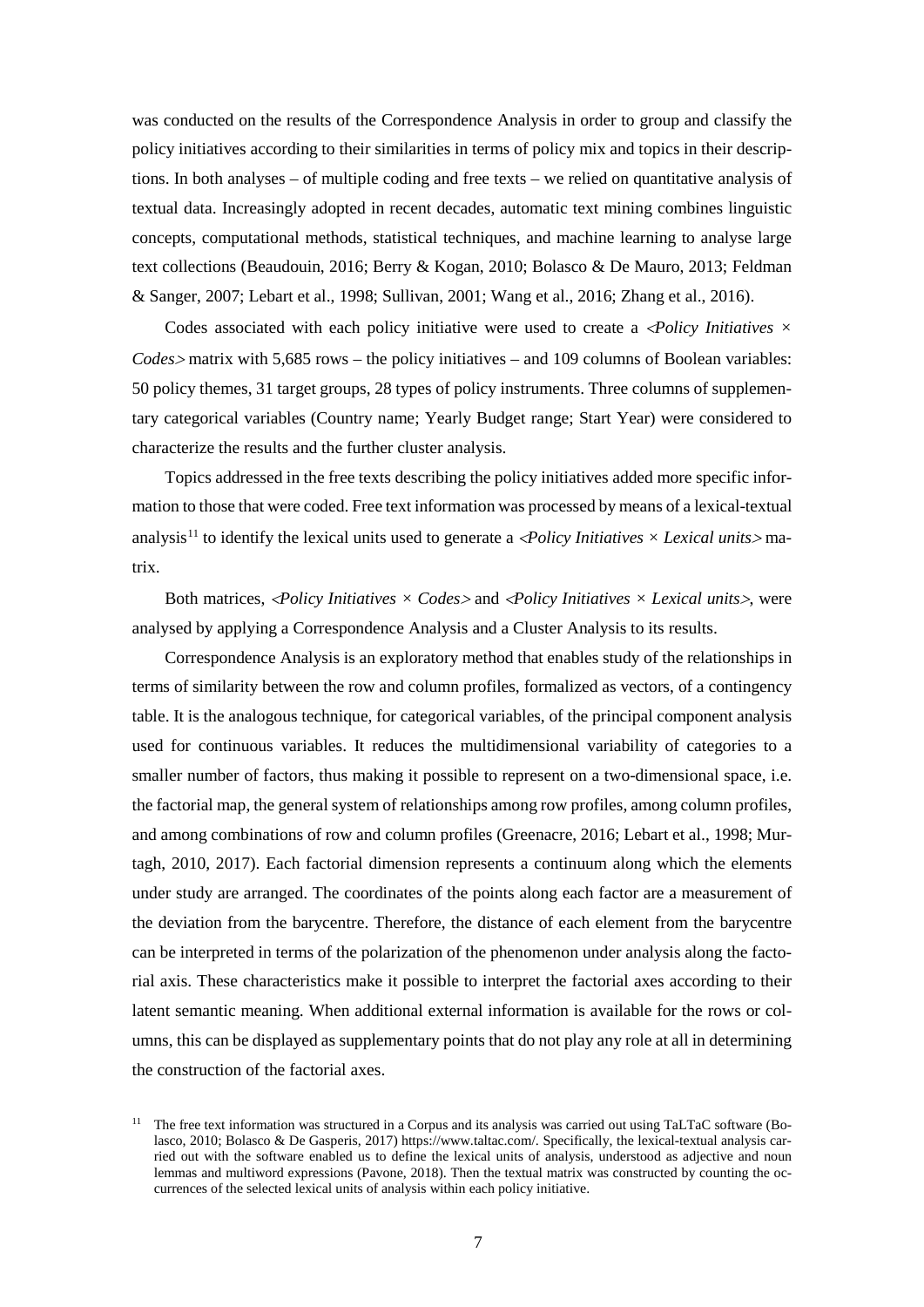was conducted on the results of the Correspondence Analysis in order to group and classify the policy initiatives according to their similarities in terms of policy mix and topics in their descriptions. In both analyses – of multiple coding and free texts – we relied on quantitative analysis of textual data. Increasingly adopted in recent decades, automatic text mining combines linguistic concepts, computational methods, statistical techniques, and machine learning to analyse large text collections (Beaudouin, 2016; Berry & Kogan, 2010; Bolasco & De Mauro, 2013; Feldman & Sanger, 2007; Lebart et al., 1998; Sullivan, 2001; Wang et al., 2016; Zhang et al., 2016).

Codes associated with each policy initiative were used to create a <*Policy Initiatives* × *Codes*> matrix with 5,685 rows – the policy initiatives – and 109 columns of Boolean variables: 50 policy themes, 31 target groups, 28 types of policy instruments. Three columns of supplementary categorical variables (Country name; Yearly Budget range; Start Year) were considered to characterize the results and the further cluster analysis.

Topics addressed in the free texts describing the policy initiatives added more specific information to those that were coded. Free text information was processed by means of a lexical-textual analysis[11] to identify the lexical units used to generate a <*Policy Initiatives* × *Lexical units*> matrix.

Both matrices, <*Policy Initiatives* × *Codes*> and <*Policy Initiatives* × *Lexical units*>, were analysed by applying a Correspondence Analysis and a Cluster Analysis to its results.

Correspondence Analysis is an exploratory method that enables study of the relationships in terms of similarity between the row and column profiles, formalized as vectors, of a contingency table. It is the analogous technique, for categorical variables, of the principal component analysis used for continuous variables. It reduces the multidimensional variability of categories to a smaller number of factors, thus making it possible to represent on a two-dimensional space, i.e. the factorial map, the general system of relationships among row profiles, among column profiles, and among combinations of row and column profiles (Greenacre, 2016; Lebart et al., 1998; Murtagh, 2010, 2017). Each factorial dimension represents a continuum along which the elements under study are arranged. The coordinates of the points along each factor are a measurement of the deviation from the barycentre. Therefore, the distance of each element from the barycentre can be interpreted in terms of the polarization of the phenomenon under analysis along the factorial axis. These characteristics make it possible to interpret the factorial axes according to their latent semantic meaning. When additional external information is available for the rows or columns, this can be displayed as supplementary points that do not play any role at all in determining the construction of the factorial axes.

[11] The free text information was structured in a Corpus and its analysis was carried out using TaLTaC software (Bolasco, 2010; Bolasco & De Gasperis, 2017) https://www.taltac.com/. Specifically, the lexical-textual analysis carried out with the software enabled us to define the lexical units of analysis, understood as adjective and noun lemmas and multiword expressions (Pavone, 2018). Then the textual matrix was constructed by counting the occurrences of the selected lexical units of analysis within each policy initiative.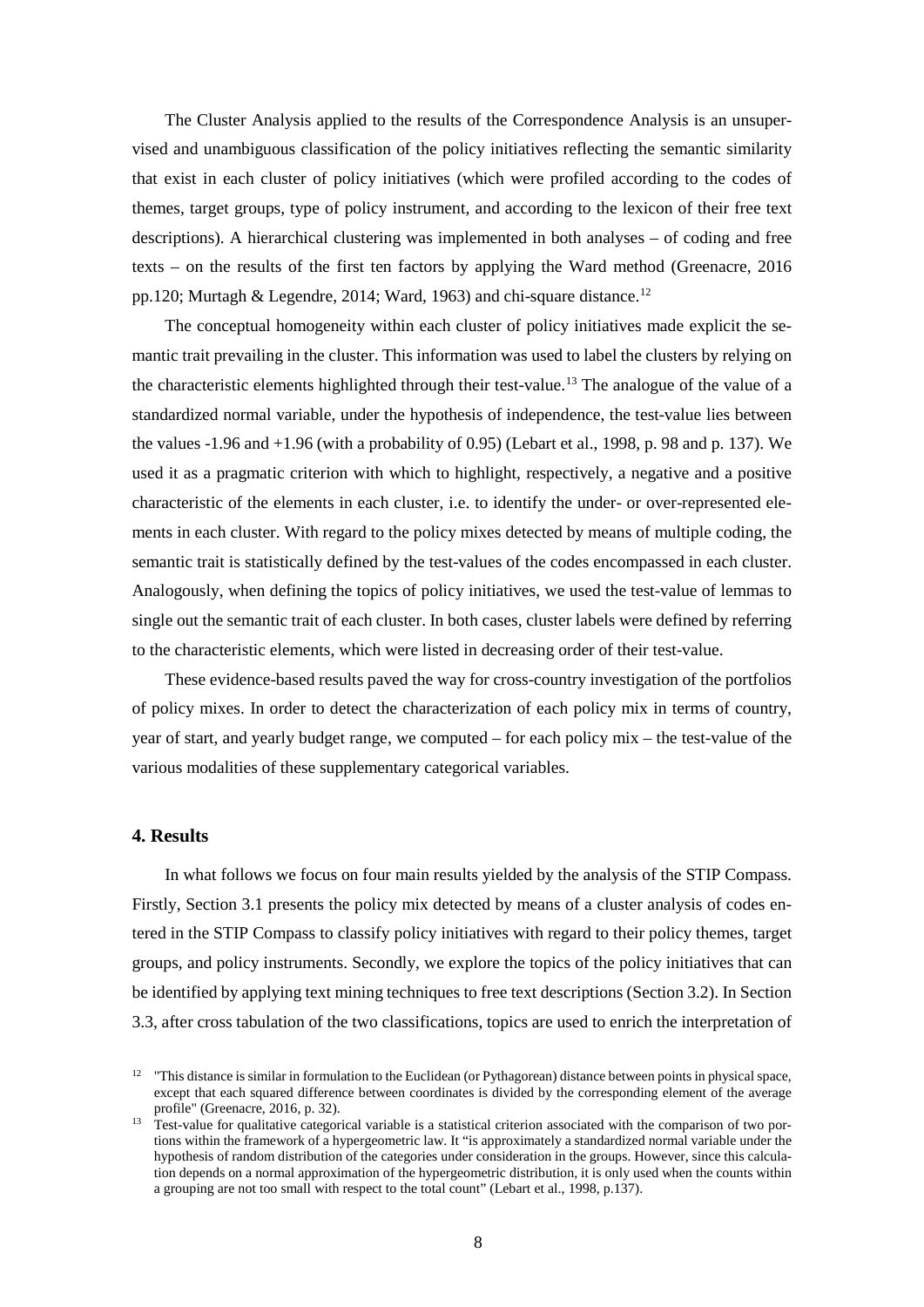The Cluster Analysis applied to the results of the Correspondence Analysis is an unsupervised and unambiguous classification of the policy initiatives reflecting the semantic similarity that exist in each cluster of policy initiatives (which were profiled according to the codes of themes, target groups, type of policy instrument, and according to the lexicon of their free text descriptions). A hierarchical clustering was implemented in both analyses – of coding and free texts – on the results of the first ten factors by applying the Ward method (Greenacre, 2016 pp.120; Murtagh & Legendre, 2014; Ward, 1963) and chi-square distance.[12]

The conceptual homogeneity within each cluster of policy initiatives made explicit the semantic trait prevailing in the cluster. This information was used to label the clusters by relying on the characteristic elements highlighted through their test-value.[13] The analogue of the value of a standardized normal variable, under the hypothesis of independence, the test-value lies between the values -1.96 and +1.96 (with a probability of 0.95) (Lebart et al., 1998, p. 98 and p. 137). We used it as a pragmatic criterion with which to highlight, respectively, a negative and a positive characteristic of the elements in each cluster, i.e. to identify the under- or over-represented elements in each cluster. With regard to the policy mixes detected by means of multiple coding, the semantic trait is statistically defined by the test-values of the codes encompassed in each cluster. Analogously, when defining the topics of policy initiatives, we used the test-value of lemmas to single out the semantic trait of each cluster. In both cases, cluster labels were defined by referring to the characteristic elements, which were listed in decreasing order of their test-value.

These evidence-based results paved the way for cross-country investigation of the portfolios of policy mixes. In order to detect the characterization of each policy mix in terms of country, year of start, and yearly budget range, we computed – for each policy mix – the test-value of the various modalities of these supplementary categorical variables.

## 4. Results

In what follows we focus on four main results yielded by the analysis of the STIP Compass. Firstly, Section 3.1 presents the policy mix detected by means of a cluster analysis of codes entered in the STIP Compass to classify policy initiatives with regard to their policy themes, target groups, and policy instruments. Secondly, we explore the topics of the policy initiatives that can be identified by applying text mining techniques to free text descriptions (Section 3.2). In Section 3.3, after cross tabulation of the two classifications, topics are used to enrich the interpretation of

[12] "This distance is similar in formulation to the Euclidean (or Pythagorean) distance between points in physical space, except that each squared difference between coordinates is divided by the corresponding element of the average profile" (Greenacre, 2016, p. 32).

[13] Test-value for qualitative categorical variable is a statistical criterion associated with the comparison of two portions within the framework of a hypergeometric law. It "is approximately a standardized normal variable under the hypothesis of random distribution of the categories under consideration in the groups. However, since this calculation depends on a normal approximation of the hypergeometric distribution, it is only used when the counts within a grouping are not too small with respect to the total count" (Lebart et al., 1998, p.137).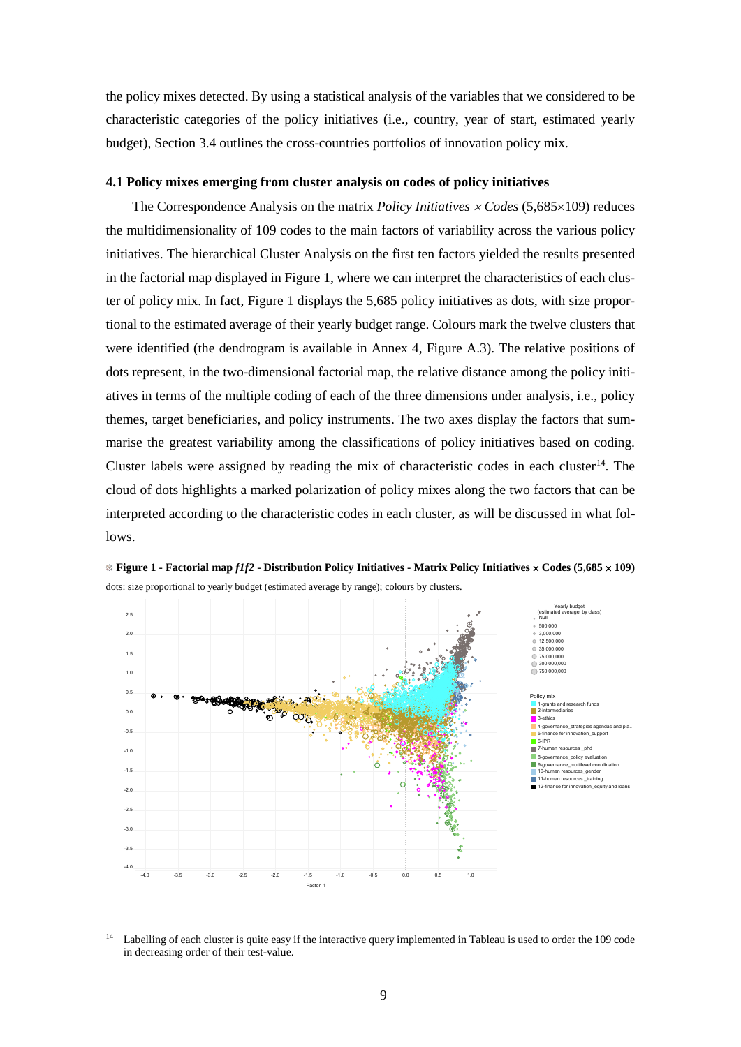the policy mixes detected. By using a statistical analysis of the variables that we considered to be characteristic categories of the policy initiatives (i.e., country, year of start, estimated yearly budget), Section 3.4 outlines the cross-countries portfolios of innovation policy mix.

### 4.1 Policy mixes emerging from cluster analysis on codes of policy initiatives

The Correspondence Analysis on the matrix *Policy Initiatives* $\times$ *Codes* (5,685×109) reduces the multidimensionality of 109 codes to the main factors of variability across the various policy initiatives. The hierarchical Cluster Analysis on the first ten factors yielded the results presented in the factorial map displayed in Figure 1, where we can interpret the characteristics of each cluster of policy mix. In fact, Figure 1 displays the 5,685 policy initiatives as dots, with size proportional to the estimated average of their yearly budget range. Colours mark the twelve clusters that were identified (the dendrogram is available in Annex 4, Figure A.3). The relative positions of dots represent, in the two-dimensional factorial map, the relative distance among the policy initiatives in terms of the multiple coding of each of the three dimensions under analysis, i.e., policy themes, target beneficiaries, and policy instruments. The two axes display the factors that summarise the greatest variability among the classifications of policy initiatives based on coding. Cluster labels were assigned by reading the mix of characteristic codes in each cluster[14]. The cloud of dots highlights a marked polarization of policy mixes along the two factors that can be interpreted according to the characteristic codes in each cluster, as will be discussed in what follows.

**Figure 1 - Factorial map *f1f2* - Distribution Policy Initiatives - Matrix Policy Initiatives × Codes (5,685 × 109)**
dots: size proportional to yearly budget (estimated average by range); colours by clusters.

[14] Labelling of each cluster is quite easy if the interactive query implemented in Tableau is used to order the 109 code in decreasing order of their test-value.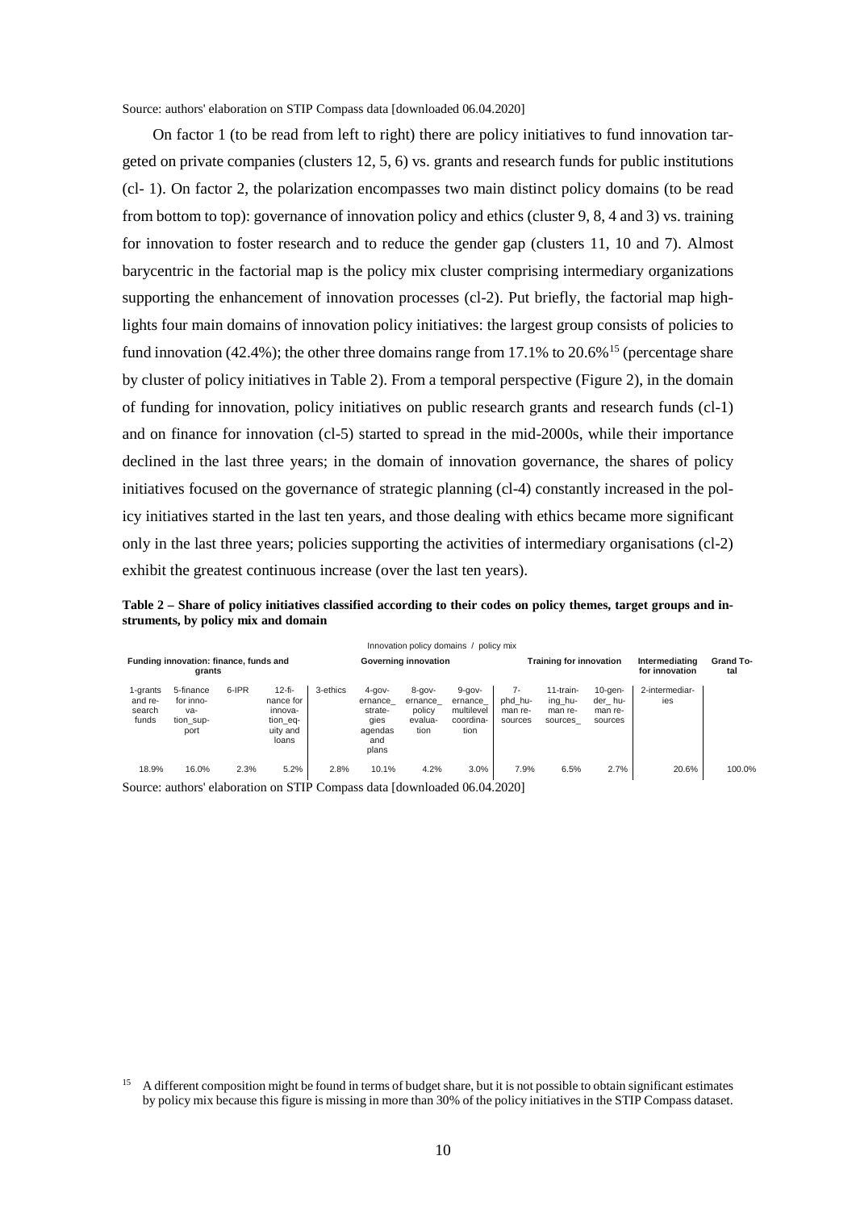Source: authors' elaboration on STIP Compass data [downloaded 06.04.2020]

On factor 1 (to be read from left to right) there are policy initiatives to fund innovation targeted on private companies (clusters 12, 5, 6) vs. grants and research funds for public institutions (cl- 1). On factor 2, the polarization encompasses two main distinct policy domains (to be read from bottom to top): governance of innovation policy and ethics (cluster 9, 8, 4 and 3) vs. training for innovation to foster research and to reduce the gender gap (clusters 11, 10 and 7). Almost barycentric in the factorial map is the policy mix cluster comprising intermediary organizations supporting the enhancement of innovation processes (cl-2). Put briefly, the factorial map highlights four main domains of innovation policy initiatives: the largest group consists of policies to fund innovation (42.4%); the other three domains range from 17.1% to 20.6%[15] (percentage share by cluster of policy initiatives in Table 2). From a temporal perspective (Figure 2), in the domain of funding for innovation, policy initiatives on public research grants and research funds (cl-1) and on finance for innovation (cl-5) started to spread in the mid-2000s, while their importance declined in the last three years; in the domain of innovation governance, the shares of policy initiatives focused on the governance of strategic planning (cl-4) constantly increased in the policy initiatives started in the last ten years, and those dealing with ethics became more significant only in the last three years; policies supporting the activities of intermediary organisations (cl-2) exhibit the greatest continuous increase (over the last ten years).

**Table 2 – Share of policy initiatives classified according to their codes on policy themes, target groups and instruments, by policy mix and domain**

| Innovation policy domains / policy mix | | | | | | | | | | | | | |
|---|---|---|---|---|---|---|---|---|---|---|---|---|---|
| **Funding innovation: finance, funds and grants** | | | | **Governing innovation** | | | | **Training for innovation** | | | **Intermediating for innovation** | **Grand Total** |
| 1-grants and research funds | 5-finance for innovation support | 6-IPR | 12-finance for innovation equity and loans | 3-ethics | 4-governance_ strategies agendas and plans | 8-governance_ policy evaluation | 9-governance_ multilevel coordination | 7-phd_human resources | 11-training_human resources_ | 10-gender_ human resources | 2-intermediaries | |
| 18.9% | 16.0% | 2.3% | 5.2% | 2.8% | 10.1% | 4.2% | 3.0% | 7.9% | 6.5% | 2.7% | 20.6% | 100.0% |

Source: authors' elaboration on STIP Compass data [downloaded 06.04.2020]

[15] A different composition might be found in terms of budget share, but it is not possible to obtain significant estimates by policy mix because this figure is missing in more than 30% of the policy initiatives in the STIP Compass dataset.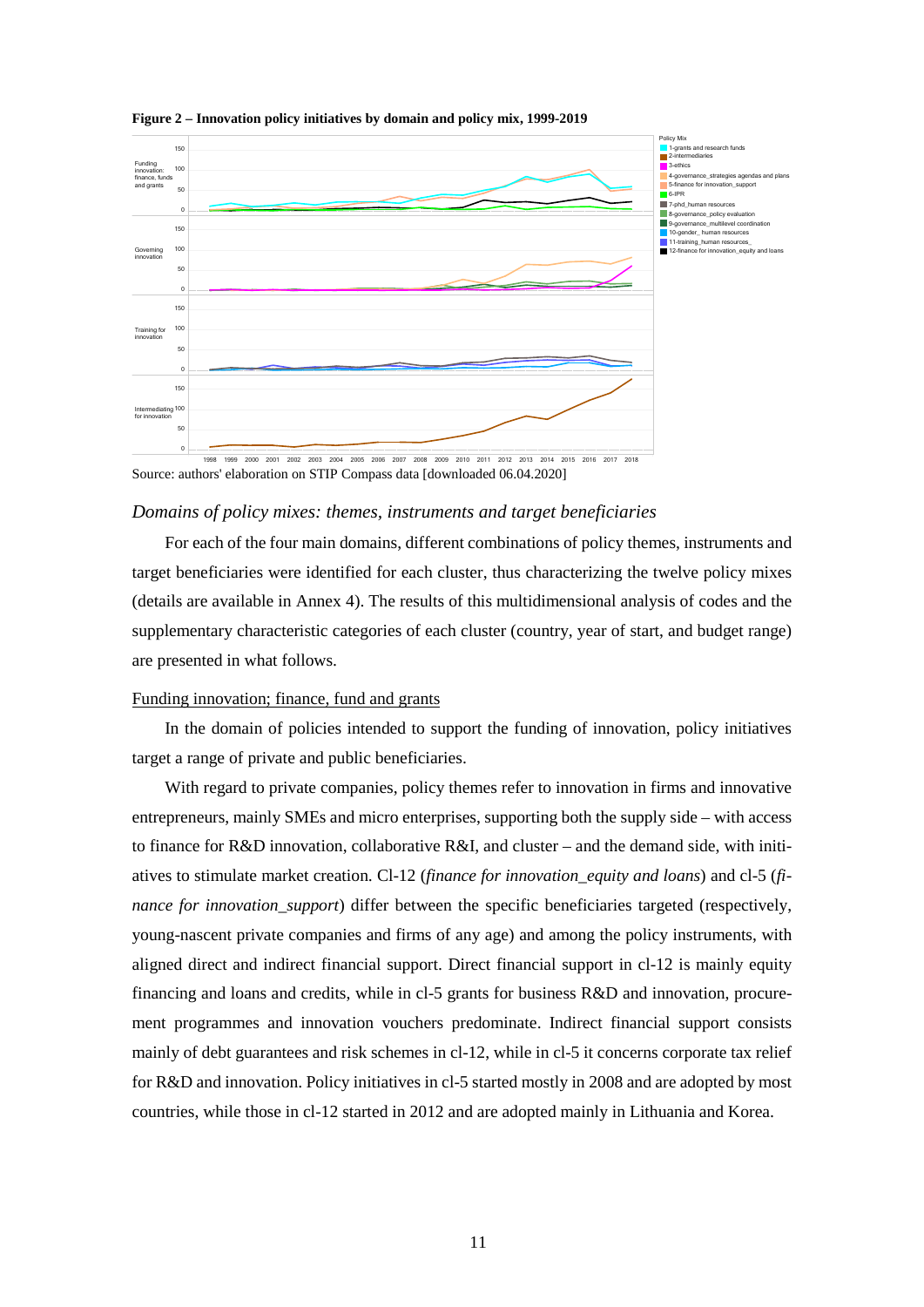**Figure 2 – Innovation policy initiatives by domain and policy mix, 1999-2019**

Source: authors' elaboration on STIP Compass data [downloaded 06.04.2020]

### *Domains of policy mixes: themes, instruments and target beneficiaries*

For each of the four main domains, different combinations of policy themes, instruments and target beneficiaries were identified for each cluster, thus characterizing the twelve policy mixes (details are available in Annex 4). The results of this multidimensional analysis of codes and the supplementary characteristic categories of each cluster (country, year of start, and budget range) are presented in what follows.

#### Funding innovation; finance, fund and grants

In the domain of policies intended to support the funding of innovation, policy initiatives target a range of private and public beneficiaries.

With regard to private companies, policy themes refer to innovation in firms and innovative entrepreneurs, mainly SMEs and micro enterprises, supporting both the supply side – with access to finance for R&D innovation, collaborative R&I, and cluster – and the demand side, with initiatives to stimulate market creation. Cl-12 (*finance for innovation_equity and loans*) and cl-5 (*finance for innovation_support*) differ between the specific beneficiaries targeted (respectively, young-nascent private companies and firms of any age) and among the policy instruments, with aligned direct and indirect financial support. Direct financial support in cl-12 is mainly equity financing and loans and credits, while in cl-5 grants for business R&D and innovation, procurement programmes and innovation vouchers predominate. Indirect financial support consists mainly of debt guarantees and risk schemes in cl-12, while in cl-5 it concerns corporate tax relief for R&D and innovation. Policy initiatives in cl-5 started mostly in 2008 and are adopted by most countries, while those in cl-12 started in 2012 and are adopted mainly in Lithuania and Korea.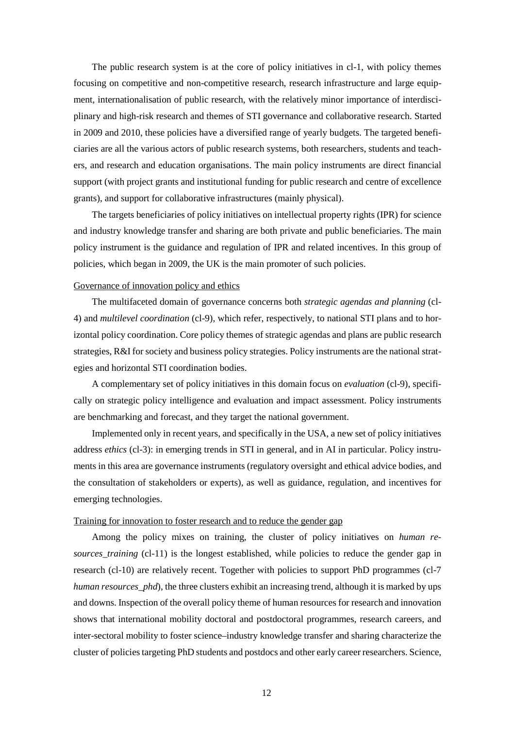The public research system is at the core of policy initiatives in cl-1, with policy themes focusing on competitive and non-competitive research, research infrastructure and large equipment, internationalisation of public research, with the relatively minor importance of interdisciplinary and high-risk research and themes of STI governance and collaborative research. Started in 2009 and 2010, these policies have a diversified range of yearly budgets. The targeted beneficiaries are all the various actors of public research systems, both researchers, students and teachers, and research and education organisations. The main policy instruments are direct financial support (with project grants and institutional funding for public research and centre of excellence grants), and support for collaborative infrastructures (mainly physical).

The targets beneficiaries of policy initiatives on intellectual property rights (IPR) for science and industry knowledge transfer and sharing are both private and public beneficiaries. The main policy instrument is the guidance and regulation of IPR and related incentives. In this group of policies, which began in 2009, the UK is the main promoter of such policies.

Governance of innovation policy and ethics

The multifaceted domain of governance concerns both *strategic agendas and planning* (cl-4) and *multilevel coordination* (cl-9), which refer, respectively, to national STI plans and to horizontal policy coordination. Core policy themes of strategic agendas and plans are public research strategies, R&I for society and business policy strategies. Policy instruments are the national strategies and horizontal STI coordination bodies.

A complementary set of policy initiatives in this domain focus on *evaluation* (cl-9), specifically on strategic policy intelligence and evaluation and impact assessment. Policy instruments are benchmarking and forecast, and they target the national government.

Implemented only in recent years, and specifically in the USA, a new set of policy initiatives address *ethics* (cl-3): in emerging trends in STI in general, and in AI in particular. Policy instruments in this area are governance instruments (regulatory oversight and ethical advice bodies, and the consultation of stakeholders or experts), as well as guidance, regulation, and incentives for emerging technologies.

Training for innovation to foster research and to reduce the gender gap

Among the policy mixes on training, the cluster of policy initiatives on *human resources_training* (cl-11) is the longest established, while policies to reduce the gender gap in research (cl-10) are relatively recent. Together with policies to support PhD programmes (cl-7 *human resources_phd*), the three clusters exhibit an increasing trend, although it is marked by ups and downs. Inspection of the overall policy theme of human resources for research and innovation shows that international mobility doctoral and postdoctoral programmes, research careers, and inter-sectoral mobility to foster science–industry knowledge transfer and sharing characterize the cluster of policies targeting PhD students and postdocs and other early career researchers. Science,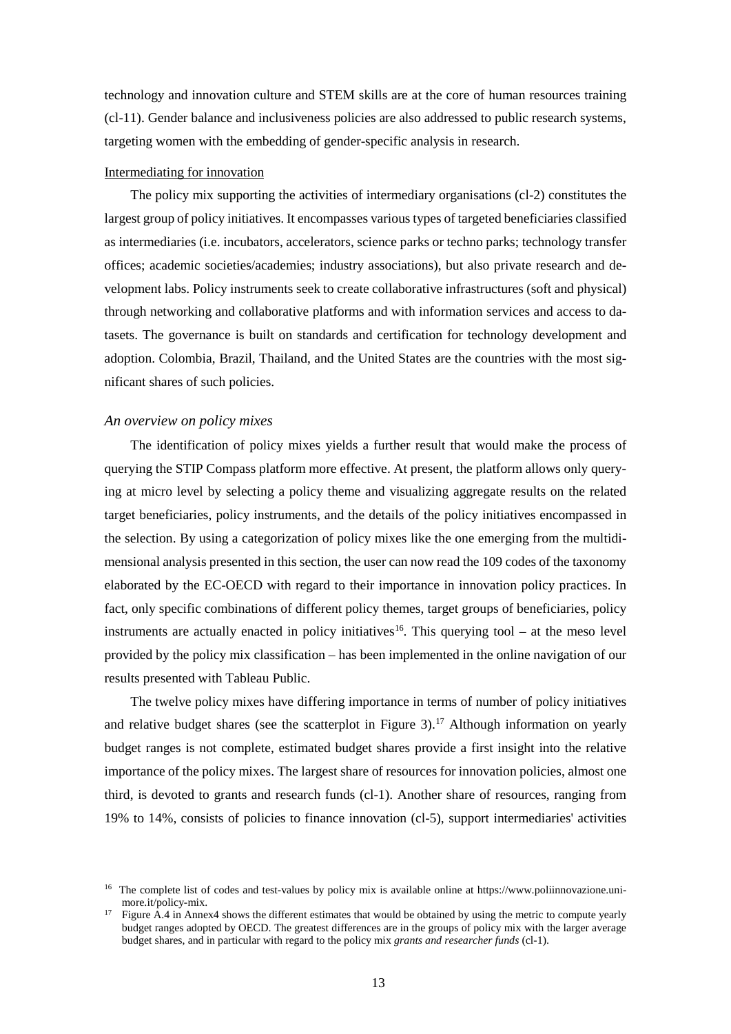technology and innovation culture and STEM skills are at the core of human resources training (cl-11). Gender balance and inclusiveness policies are also addressed to public research systems, targeting women with the embedding of gender-specific analysis in research.

Intermediating for innovation

The policy mix supporting the activities of intermediary organisations (cl-2) constitutes the largest group of policy initiatives. It encompasses various types of targeted beneficiaries classified as intermediaries (i.e. incubators, accelerators, science parks or techno parks; technology transfer offices; academic societies/academies; industry associations), but also private research and development labs. Policy instruments seek to create collaborative infrastructures (soft and physical) through networking and collaborative platforms and with information services and access to datasets. The governance is built on standards and certification for technology development and adoption. Colombia, Brazil, Thailand, and the United States are the countries with the most significant shares of such policies.

### *An overview on policy mixes*

The identification of policy mixes yields a further result that would make the process of querying the STIP Compass platform more effective. At present, the platform allows only querying at micro level by selecting a policy theme and visualizing aggregate results on the related target beneficiaries, policy instruments, and the details of the policy initiatives encompassed in the selection. By using a categorization of policy mixes like the one emerging from the multidimensional analysis presented in this section, the user can now read the 109 codes of the taxonomy elaborated by the EC-OECD with regard to their importance in innovation policy practices. In fact, only specific combinations of different policy themes, target groups of beneficiaries, policy instruments are actually enacted in policy initiatives[16]. This querying tool – at the meso level provided by the policy mix classification – has been implemented in the online navigation of our results presented with Tableau Public.

The twelve policy mixes have differing importance in terms of number of policy initiatives and relative budget shares (see the scatterplot in Figure 3).[17] Although information on yearly budget ranges is not complete, estimated budget shares provide a first insight into the relative importance of the policy mixes. The largest share of resources for innovation policies, almost one third, is devoted to grants and research funds (cl-1). Another share of resources, ranging from 19% to 14%, consists of policies to finance innovation (cl-5), support intermediaries' activities

[16] The complete list of codes and test-values by policy mix is available online at https://www.poliinnovazione.unimore.it/policy-mix.

[17] Figure A.4 in Annex4 shows the different estimates that would be obtained by using the metric to compute yearly budget ranges adopted by OECD. The greatest differences are in the groups of policy mix with the larger average budget shares, and in particular with regard to the policy mix *grants and researcher funds* (cl-1).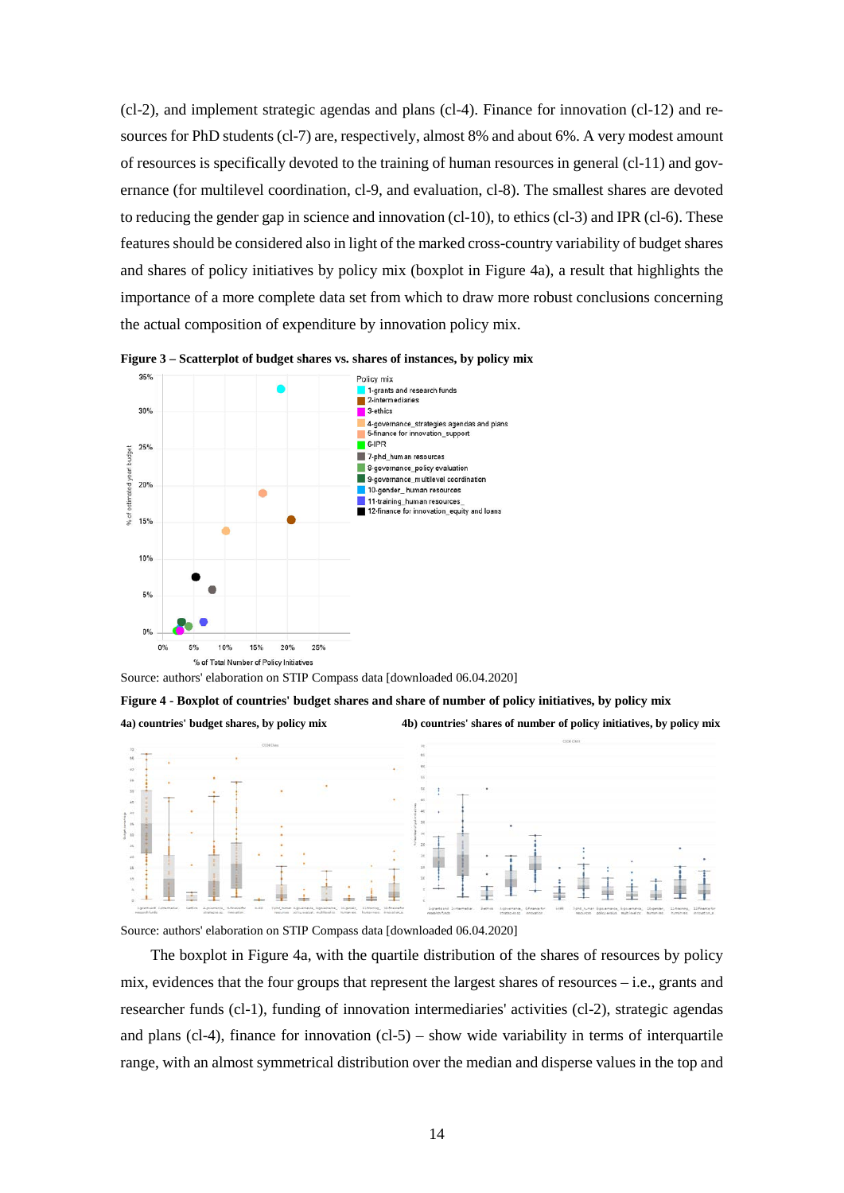(cl-2), and implement strategic agendas and plans (cl-4). Finance for innovation (cl-12) and resources for PhD students (cl-7) are, respectively, almost 8% and about 6%. A very modest amount of resources is specifically devoted to the training of human resources in general (cl-11) and governance (for multilevel coordination, cl-9, and evaluation, cl-8). The smallest shares are devoted to reducing the gender gap in science and innovation (cl-10), to ethics (cl-3) and IPR (cl-6). These features should be considered also in light of the marked cross-country variability of budget shares and shares of policy initiatives by policy mix (boxplot in Figure 4a), a result that highlights the importance of a more complete data set from which to draw more robust conclusions concerning the actual composition of expenditure by innovation policy mix.

**Figure 3 – Scatterplot of budget shares vs. shares of instances, by policy mix**

Source: authors' elaboration on STIP Compass data [downloaded 06.04.2020]

**Figure 4 - Boxplot of countries' budget shares and share of number of policy initiatives, by policy mix**

**4a) countries' budget shares, by policy mix**

**4b) countries' shares of number of policy initiatives, by policy mix**

Source: authors' elaboration on STIP Compass data [downloaded 06.04.2020]

The boxplot in Figure 4a, with the quartile distribution of the shares of resources by policy mix, evidences that the four groups that represent the largest shares of resources – i.e., grants and researcher funds (cl-1), funding of innovation intermediaries' activities (cl-2), strategic agendas and plans (cl-4), finance for innovation (cl-5) – show wide variability in terms of interquartile range, with an almost symmetrical distribution over the median and disperse values in the top and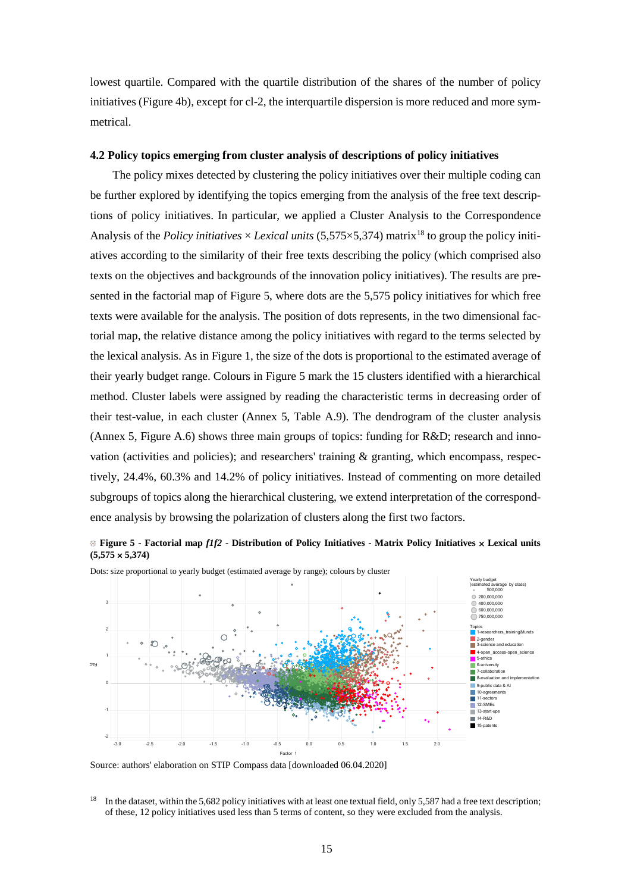lowest quartile. Compared with the quartile distribution of the shares of the number of policy initiatives (Figure 4b), except for cl-2, the interquartile dispersion is more reduced and more symmetrical.

### 4.2 Policy topics emerging from cluster analysis of descriptions of policy initiatives

The policy mixes detected by clustering the policy initiatives over their multiple coding can be further explored by identifying the topics emerging from the analysis of the free text descriptions of policy initiatives. In particular, we applied a Cluster Analysis to the Correspondence Analysis of the *Policy initiatives* × *Lexical units* (5,575×5,374) matrix[18] to group the policy initiatives according to the similarity of their free texts describing the policy (which comprised also texts on the objectives and backgrounds of the innovation policy initiatives). The results are presented in the factorial map of Figure 5, where dots are the 5,575 policy initiatives for which free texts were available for the analysis. The position of dots represents, in the two dimensional factorial map, the relative distance among the policy initiatives with regard to the terms selected by the lexical analysis. As in Figure 1, the size of the dots is proportional to the estimated average of their yearly budget range. Colours in Figure 5 mark the 15 clusters identified with a hierarchical method. Cluster labels were assigned by reading the characteristic terms in decreasing order of their test-value, in each cluster (Annex 5, Table A.9). The dendrogram of the cluster analysis (Annex 5, Figure A.6) shows three main groups of topics: funding for R&D; research and innovation (activities and policies); and researchers' training & granting, which encompass, respectively, 24.4%, 60.3% and 14.2% of policy initiatives. Instead of commenting on more detailed subgroups of topics along the hierarchical clustering, we extend interpretation of the correspondence analysis by browsing the polarization of clusters along the first two factors.

**Figure 5 - Factorial map *f1f2* - Distribution of Policy Initiatives - Matrix Policy Initiatives × Lexical units (5,575 × 5,374)**

Dots: size proportional to yearly budget (estimated average by range); colours by cluster

Source: authors' elaboration on STIP Compass data [downloaded 06.04.2020]

[18] In the dataset, within the 5,682 policy initiatives with at least one textual field, only 5,587 had a free text description; of these, 12 policy initiatives used less than 5 terms of content, so they were excluded from the analysis.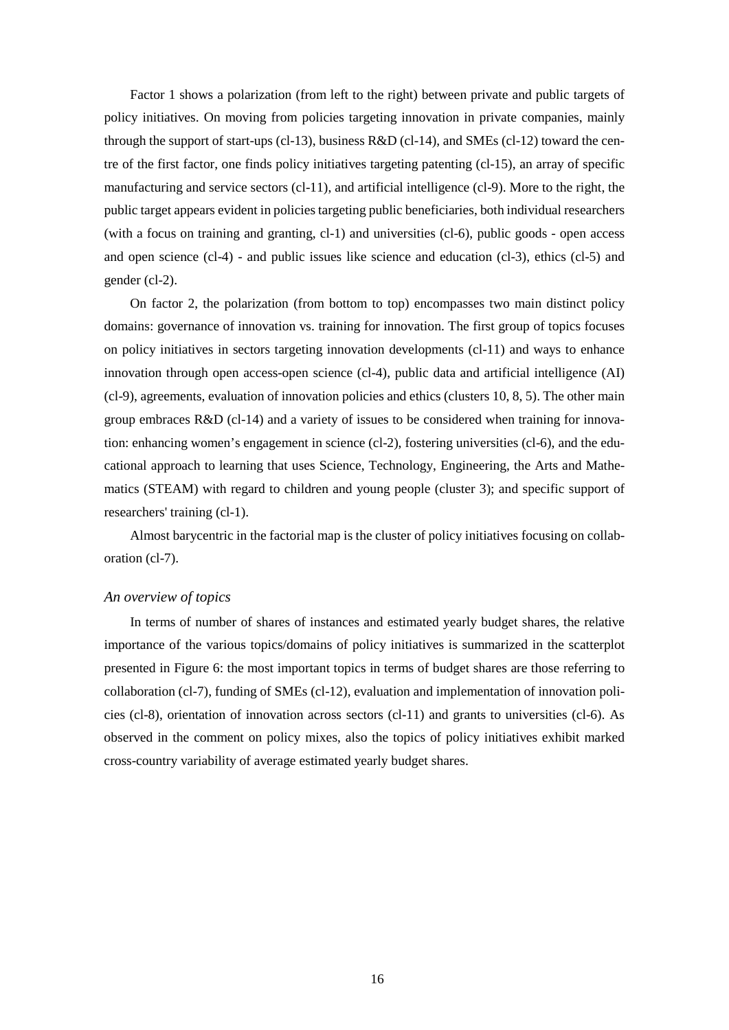Factor 1 shows a polarization (from left to the right) between private and public targets of policy initiatives. On moving from policies targeting innovation in private companies, mainly through the support of start-ups (cl-13), business R&D (cl-14), and SMEs (cl-12) toward the centre of the first factor, one finds policy initiatives targeting patenting (cl-15), an array of specific manufacturing and service sectors (cl-11), and artificial intelligence (cl-9). More to the right, the public target appears evident in policies targeting public beneficiaries, both individual researchers (with a focus on training and granting, cl-1) and universities (cl-6), public goods - open access and open science (cl-4) - and public issues like science and education (cl-3), ethics (cl-5) and gender (cl-2).

On factor 2, the polarization (from bottom to top) encompasses two main distinct policy domains: governance of innovation vs. training for innovation. The first group of topics focuses on policy initiatives in sectors targeting innovation developments (cl-11) and ways to enhance innovation through open access-open science (cl-4), public data and artificial intelligence (AI) (cl-9), agreements, evaluation of innovation policies and ethics (clusters 10, 8, 5). The other main group embraces R&D (cl-14) and a variety of issues to be considered when training for innovation: enhancing women's engagement in science (cl-2), fostering universities (cl-6), and the educational approach to learning that uses Science, Technology, Engineering, the Arts and Mathematics (STEAM) with regard to children and young people (cluster 3); and specific support of researchers' training (cl-1).

Almost barycentric in the factorial map is the cluster of policy initiatives focusing on collaboration (cl-7).

### *An overview of topics*

In terms of number of shares of instances and estimated yearly budget shares, the relative importance of the various topics/domains of policy initiatives is summarized in the scatterplot presented in Figure 6: the most important topics in terms of budget shares are those referring to collaboration (cl-7), funding of SMEs (cl-12), evaluation and implementation of innovation policies (cl-8), orientation of innovation across sectors (cl-11) and grants to universities (cl-6). As observed in the comment on policy mixes, also the topics of policy initiatives exhibit marked cross-country variability of average estimated yearly budget shares.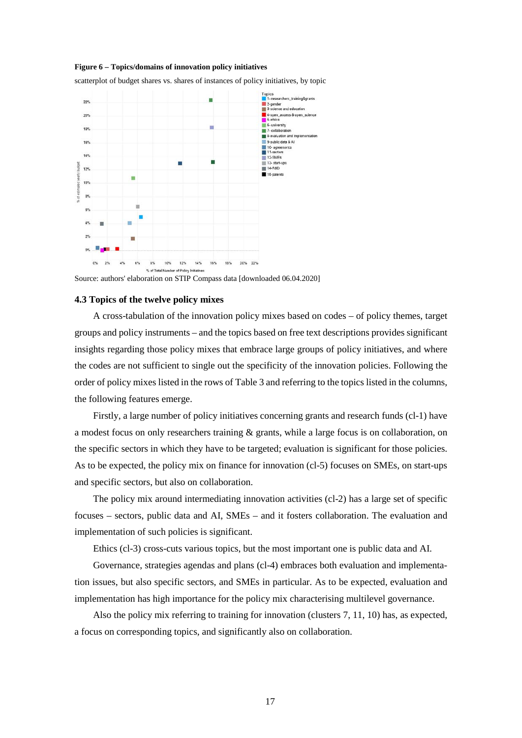**Figure 6 – Topics/domains of innovation policy initiatives**

scatterplot of budget shares vs. shares of instances of policy initiatives, by topic

Source: authors' elaboration on STIP Compass data [downloaded 06.04.2020]

### 4.3 Topics of the twelve policy mixes

A cross-tabulation of the innovation policy mixes based on codes – of policy themes, target groups and policy instruments – and the topics based on free text descriptions provides significant insights regarding those policy mixes that embrace large groups of policy initiatives, and where the codes are not sufficient to single out the specificity of the innovation policies. Following the order of policy mixes listed in the rows of Table 3 and referring to the topics listed in the columns, the following features emerge.

Firstly, a large number of policy initiatives concerning grants and research funds (cl-1) have a modest focus on only researchers training & grants, while a large focus is on collaboration, on the specific sectors in which they have to be targeted; evaluation is significant for those policies. As to be expected, the policy mix on finance for innovation (cl-5) focuses on SMEs, on start-ups and specific sectors, but also on collaboration.

The policy mix around intermediating innovation activities (cl-2) has a large set of specific focuses – sectors, public data and AI, SMEs – and it fosters collaboration. The evaluation and implementation of such policies is significant.

Ethics (cl-3) cross-cuts various topics, but the most important one is public data and AI.

Governance, strategies agendas and plans (cl-4) embraces both evaluation and implementation issues, but also specific sectors, and SMEs in particular. As to be expected, evaluation and implementation has high importance for the policy mix characterising multilevel governance.

Also the policy mix referring to training for innovation (clusters 7, 11, 10) has, as expected, a focus on corresponding topics, and significantly also on collaboration.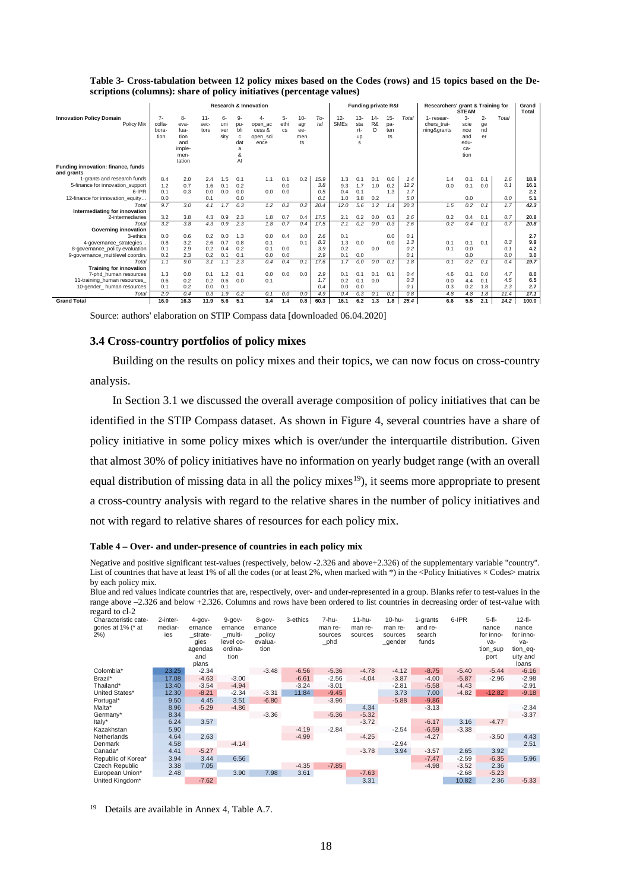**Table 3- Cross-tabulation between 12 policy mixes based on the Codes (rows) and 15 topics based on the Descriptions (columns): share of policy initiatives (percentage values)**

| Innovation Policy Domain / Policy Mix | Research & Innovation | | | | | | | | | Funding private R&I | | | | | Researchers' grant & Training for STEAM | | | | Grand Total |
|---|---|---|---|---|---|---|---|---|---|---|---|---|---|---|---|---|---|---|---|
| | 7-collaboration | 8-evaluation and implementation | 11-sectors | 6-university | 9-public data & AI | 4-open_access & open_science | 5-ethics | 10-agreements | Total | 12-SMEs | 13-start-ups | 14-R&D | 15-patents | Total | 1-researchers_training&grants | 3-science and education | 2-gender | Total | |
| **Funding innovation: finance, funds and grants** | | | | | | | | | | | | | | | | | | | |
| 1-grants and research funds | 8.4 | 2.0 | 2.4 | 1.5 | 0.1 | 1.1 | 0.1 | 0.2 | 15.9 | 1.3 | 0.1 | 0.1 | 0.0 | 1.4 | 1.4 | 0.1 | 0.1 | 1.6 | 18.9 |
| 5-finance for innovation_support | 1.2 | 0.7 | 1.6 | 0.1 | 0.2 | | 0.0 | | 3.8 | 9.3 | 1.7 | 1.0 | 0.2 | 12.2 | 0.0 | 0.1 | 0.0 | 0.1 | 16.1 |
| 6-IPR | 0.1 | 0.3 | 0.0 | 0.0 | 0.0 | 0.0 | 0.0 | | 0.5 | 0.4 | 0.1 | | 1.3 | 1.7 | | | | | 2.2 |
| 12-finance for innovation_equity... | 0.0 | | 0.1 | | 0.0 | | | | 0.1 | 1.0 | 3.8 | 0.2 | | 5.0 | | 0.0 | | 0.0 | 5.1 |
| *Total* | 9.7 | 3.0 | 4.1 | 1.7 | 0.3 | 1.2 | 0.2 | 0.2 | 20.4 | 12.0 | 5.6 | 1.2 | 1.4 | 20.3 | 1.5 | 0.2 | 0.1 | 1.7 | 42.3 |
| **Intermediating for innovation** | | | | | | | | | | | | | | | | | | | |
| 2-intermediaries | 3.2 | 3.8 | 4.3 | 0.9 | 2.3 | 1.8 | 0.7 | 0.4 | 17.5 | 2.1 | 0.2 | 0.0 | 0.3 | 2.6 | 0.2 | 0.4 | 0.1 | 0.7 | 20.8 |
| *Total* | 3.2 | 3.8 | 4.3 | 0.9 | 2.3 | 1.8 | 0.7 | 0.4 | 17.5 | 2.1 | 0.2 | 0.0 | 0.3 | 2.6 | 0.2 | 0.4 | 0.1 | 0.7 | 20.8 |
| **Governing innovation** | | | | | | | | | | | | | | | | | | | |
| 3-ethics | 0.0 | 0.6 | 0.2 | 0.0 | 1.3 | 0.0 | 0.4 | 0.0 | 2.6 | 0.1 | | | 0.0 | 0.1 | | | | | 2.7 |
| 4-governance_strategies .. | 0.8 | 3.2 | 2.6 | 0.7 | 0.8 | 0.1 | | 0.1 | 8.3 | 1.3 | 0.0 | | 0.0 | 1.3 | 0.1 | 0.1 | 0.1 | 0.3 | 9.9 |
| 8-governance_policy evaluation | 0.1 | 2.9 | 0.2 | 0.4 | 0.2 | 0.1 | 0.0 | | 3.9 | 0.2 | | 0.0 | | 0.2 | 0.1 | 0.0 | | 0.1 | 4.2 |
| 9-governance_multilevel coordin. | 0.2 | 2.3 | 0.2 | 0.1 | 0.1 | 0.0 | 0.0 | | 2.9 | 0.1 | 0.0 | | | 0.1 | | 0.0 | | 0.0 | 3.0 |
| *Total* | 1.1 | 9.0 | 3.1 | 1.1 | 2.3 | 0.4 | 0.4 | 0.1 | 17.6 | 1.7 | 0.0 | 0.0 | 0.1 | 1.8 | 0.1 | 0.2 | 0.1 | 0.4 | 19.7 |
| **Training for innovation** | | | | | | | | | | | | | | | | | | | |
| 7-phd_human resources | 1.3 | 0.0 | 0.1 | 1.2 | 0.1 | 0.0 | 0.0 | 0.0 | 2.9 | 0.1 | 0.1 | 0.1 | 0.1 | 0.4 | 4.6 | 0.1 | 0.0 | 4.7 | 8.0 |
| 11-training_human resources_ | 0.6 | 0.2 | 0.2 | 0.6 | 0.0 | 0.1 | | | 1.7 | 0.2 | 0.1 | 0.0 | | 0.3 | 0.0 | 4.4 | 0.1 | 4.5 | 6.5 |
| 10-gender_ human resources | 0.1 | 0.2 | 0.0 | 0.1 | | | | | 0.4 | 0.0 | 0.0 | | | 0.1 | 0.3 | 0.2 | 1.8 | 2.3 | 2.7 |
| *Total* | 2.0 | 0.4 | 0.3 | 1.9 | 0.2 | 0.1 | 0.0 | 0.0 | 4.9 | 0.4 | 0.3 | 0.1 | 0.1 | 0.8 | 4.8 | 4.8 | 1.8 | 11.4 | 17.1 |
| **Grand Total** | 16.0 | 16.3 | 11.9 | 5.6 | 5.1 | 3.4 | 1.4 | 0.8 | 60.3 | 16.1 | 6.2 | 1.3 | 1.8 | 25.4 | 6.6 | 5.5 | 2.1 | 14.2 | 100.0 |

Source: authors' elaboration on STIP Compass data [downloaded 06.04.2020]

### 3.4 Cross-country portfolios of policy mixes

Building on the results on policy mixes and their topics, we can now focus on cross-country analysis.

In Section 3.1 we discussed the overall average composition of policy initiatives that can be identified in the STIP Compass dataset. As shown in Figure 4, several countries have a share of policy initiative in some policy mixes which is over/under the interquartile distribution. Given that almost 30% of policy initiatives have no information on yearly budget range (with an overall equal distribution of missing data in all the policy mixes[19]), it seems more appropriate to present a cross-country analysis with regard to the relative shares in the number of policy initiatives and not with regard to relative shares of resources for each policy mix.

**Table 4 – Over- and under-presence of countries in each policy mix**

Negative and positive significant test-values (respectively, below -2.326 and above+2.326) of the supplementary variable "country". List of countries that have at least 1% of all the codes (or at least 2%, when marked with *) in the <Policy Initiatives × Codes> matrix by each policy mix.

Blue and red values indicate countries that are, respectively, over- and under-represented in a group. Blanks refer to test-values in the range above –2.326 and below +2.326. Columns and rows have been ordered to list countries in decreasing order of test-value with regard to cl-2

| Characteristic categories at 1% (* at 2%) | 2-intermediaries | 4-governance_strategies agendas and plans | 9-governance_multi-level coordination | 8-governance_policy evaluation | 3-ethics | 7-human resources_phd | 11-human resources | 10-human resources_gender | 1-grants and research funds | 6-IPR | 5-finance for innovation_support | 12-finance for innovation_equity and loans |
|---|---|---|---|---|---|---|---|---|---|---|---|---|
| Colombia* | 23.25 | -2.34 | | -3.48 | -6.56 | -5.36 | -4.78 | -4.12 | -8.75 | -5.40 | -5.44 | -6.16 |
| Brazil* | 17.08 | -4.63 | -3.00 | | -6.61 | -2.56 | -4.04 | -3.87 | -4.00 | -5.87 | -2.96 | -2.98 |
| Thailand* | 13.40 | -3.54 | -4.94 | | -3.24 | -3.01 | | -2.81 | -5.58 | -4.43 | | -2.91 |
| United States* | 12.30 | -8.21 | -2.34 | -3.31 | 11.84 | -9.45 | | 3.73 | 7.00 | -4.82 | -12.82 | -9.18 |
| Portugal* | 9.50 | 4.45 | 3.51 | -6.80 | | -3.96 | | -5.88 | -9.86 | | | |
| Malta* | 8.96 | -5.29 | -4.86 | | | | 4.34 | | -3.13 | | | -2.34 |
| Germany* | 8.34 | | | -3.36 | | -5.36 | -5.32 | | | | | -3.37 |
| Italy* | 6.24 | 3.57 | | | | | -3.72 | | -6.17 | 3.16 | -4.77 | |
| Kazakhstan | 5.90 | | | | -4.19 | -2.84 | | -2.54 | -6.59 | -3.38 | | |
| Netherlands | 4.64 | 2.63 | | | -4.99 | | -4.25 | | -4.27 | | -3.50 | 4.43 |
| Denmark | 4.58 | | -4.14 | | | | | -2.94 | | | | 2.51 |
| Canada* | 4.41 | -5.27 | | | | | -3.78 | 3.94 | -3.57 | 2.65 | 3.92 | |
| Republic of Korea* | 3.94 | 3.44 | 6.56 | | | | | | -7.47 | -2.59 | -6.35 | 5.96 |
| Czech Republic | 3.38 | 7.05 | | | -4.35 | -7.85 | | | -4.98 | -3.52 | 2.36 | |
| European Union* | 2.48 | | 3.90 | 7.98 | 3.61 | | -7.63 | | | -2.68 | -5.23 | |
| United Kingdom* | | -7.62 | | | | | 3.31 | | | 10.82 | 2.36 | -5.33 |

[19] Details are available in Annex 4, Table A.7.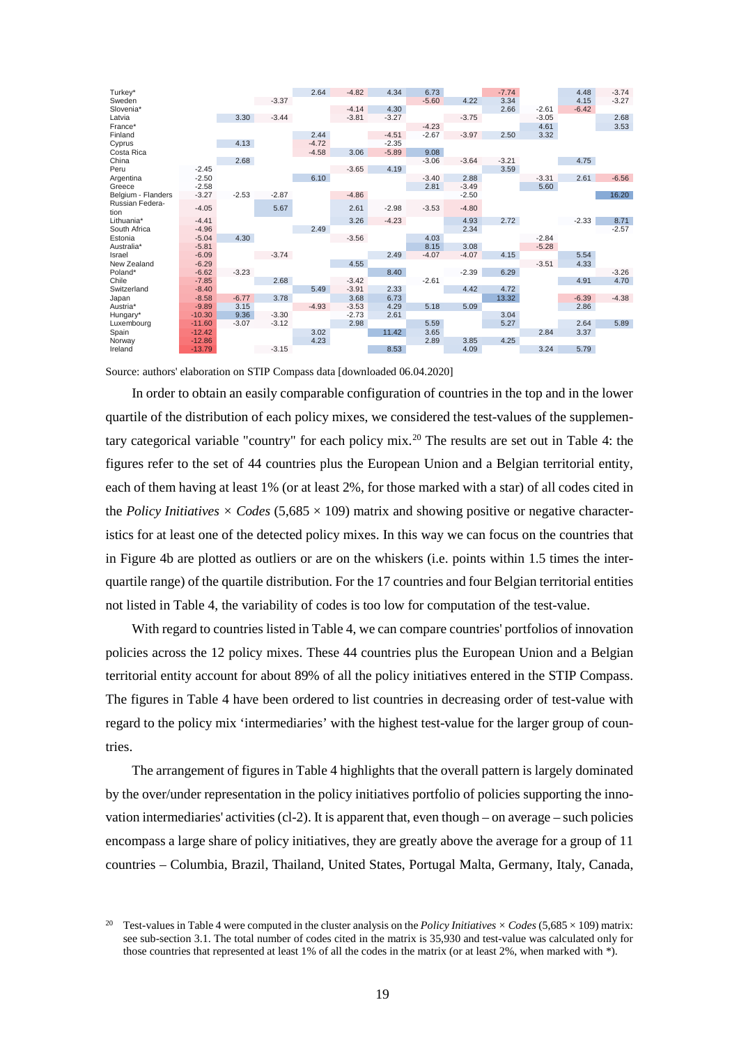| | | | | | | | | | | | | |
|---|---|---|---|---|---|---|---|---|---|---|---|---|
| Turkey* | | | | 2.64 | -4.82 | 4.34 | 6.73 | | -7.74 | | 4.48 | -3.74 |
| Sweden | | | -3.37 | | | | -5.60 | 4.22 | 3.34 | | 4.15 | -3.27 |
| Slovenia* | | | | | -4.14 | 4.30 | | | 2.66 | -2.61 | -6.42 | |
| Latvia | | 3.30 | -3.44 | | -3.81 | -3.27 | | -3.75 | | -3.05 | | 2.68 |
| France* | | | | | | | -4.23 | | | 4.61 | | 3.53 |
| Finland | | | | 2.44 | | -4.51 | -2.67 | -3.97 | 2.50 | 3.32 | | |
| Cyprus | | 4.13 | | -4.72 | | -2.35 | | | | | | |
| Costa Rica | | | | -4.58 | 3.06 | -5.89 | 9.08 | | | | | |
| China | | 2.68 | | | | | -3.06 | -3.64 | -3.21 | | 4.75 | |
| Peru | -2.45 | | | | -3.65 | 4.19 | | | 3.59 | | | |
| Argentina | -2.50 | | | 6.10 | | | -3.40 | 2.88 | | -3.31 | 2.61 | -6.56 |
| Greece | -2.58 | | | | | | 2.81 | -3.49 | | 5.60 | | |
| Belgium - Flanders | -3.27 | -2.53 | -2.87 | | -4.86 | | | -2.50 | | | | 16.20 |
| Russian Federation | -4.05 | | 5.67 | | 2.61 | -2.98 | -3.53 | -4.80 | | | | |
| Lithuania* | -4.41 | | | | 3.26 | -4.23 | | 4.93 | 2.72 | | -2.33 | 8.71 |
| South Africa | -4.96 | | | 2.49 | | | | 2.34 | | | | -2.57 |
| Estonia | -5.04 | 4.30 | | | -3.56 | | 4.03 | | | -2.84 | | |
| Australia* | -5.81 | | | | | | 8.15 | 3.08 | | -5.28 | | |
| Israel | -6.09 | | -3.74 | | | 2.49 | -4.07 | -4.07 | 4.15 | | 5.54 | |
| New Zealand | -6.29 | | | | 4.55 | | | | | -3.51 | 4.33 | |
| Poland* | -6.62 | -3.23 | | | | 8.40 | | -2.39 | 6.29 | | | -3.26 |
| Chile | -7.85 | | 2.68 | | -3.42 | | -2.61 | | | | 4.91 | 4.70 |
| Switzerland | -8.40 | | | 5.49 | -3.91 | 2.33 | | 4.42 | 4.72 | | | |
| Japan | -8.58 | -6.77 | 3.78 | | 3.68 | 6.73 | | | 13.32 | | -6.39 | -4.38 |
| Austria* | -9.89 | 3.15 | | -4.93 | -3.53 | 4.29 | 5.18 | 5.09 | | | 2.86 | |
| Hungary* | -10.30 | 9.36 | -3.30 | | -2.73 | 2.61 | | | 3.04 | | | |
| Luxembourg | -11.60 | -3.07 | -3.12 | | 2.98 | | 5.59 | | 5.27 | | 2.64 | 5.89 |
| Spain | -12.42 | | | 3.02 | | 11.42 | 3.65 | | | 2.84 | 3.37 | |
| Norway | -12.86 | | | 4.23 | | | 2.89 | 3.85 | 4.25 | | | |
| Ireland | -13.79 | | -3.15 | | | 8.53 | | 4.09 | | 3.24 | 5.79 | |

Source: authors' elaboration on STIP Compass data [downloaded 06.04.2020]

In order to obtain an easily comparable configuration of countries in the top and in the lower quartile of the distribution of each policy mixes, we considered the test-values of the supplementary categorical variable "country" for each policy mix.[20] The results are set out in Table 4: the figures refer to the set of 44 countries plus the European Union and a Belgian territorial entity, each of them having at least 1% (or at least 2%, for those marked with a star) of all codes cited in the *Policy Initiatives* × *Codes* (5,685 × 109) matrix and showing positive or negative characteristics for at least one of the detected policy mixes. In this way we can focus on the countries that in Figure 4b are plotted as outliers or are on the whiskers (i.e. points within 1.5 times the inter-quartile range) of the quartile distribution. For the 17 countries and four Belgian territorial entities not listed in Table 4, the variability of codes is too low for computation of the test-value.

With regard to countries listed in Table 4, we can compare countries' portfolios of innovation policies across the 12 policy mixes. These 44 countries plus the European Union and a Belgian territorial entity account for about 89% of all the policy initiatives entered in the STIP Compass. The figures in Table 4 have been ordered to list countries in decreasing order of test-value with regard to the policy mix 'intermediaries' with the highest test-value for the larger group of countries.

The arrangement of figures in Table 4 highlights that the overall pattern is largely dominated by the over/under representation in the policy initiatives portfolio of policies supporting the innovation intermediaries' activities (cl-2). It is apparent that, even though – on average – such policies encompass a large share of policy initiatives, they are greatly above the average for a group of 11 countries – Columbia, Brazil, Thailand, United States, Portugal Malta, Germany, Italy, Canada,

[20] Test-values in Table 4 were computed in the cluster analysis on the *Policy Initiatives* × *Codes* (5,685 × 109) matrix: see sub-section 3.1. The total number of codes cited in the matrix is 35,930 and test-value was calculated only for those countries that represented at least 1% of all the codes in the matrix (or at least 2%, when marked with *).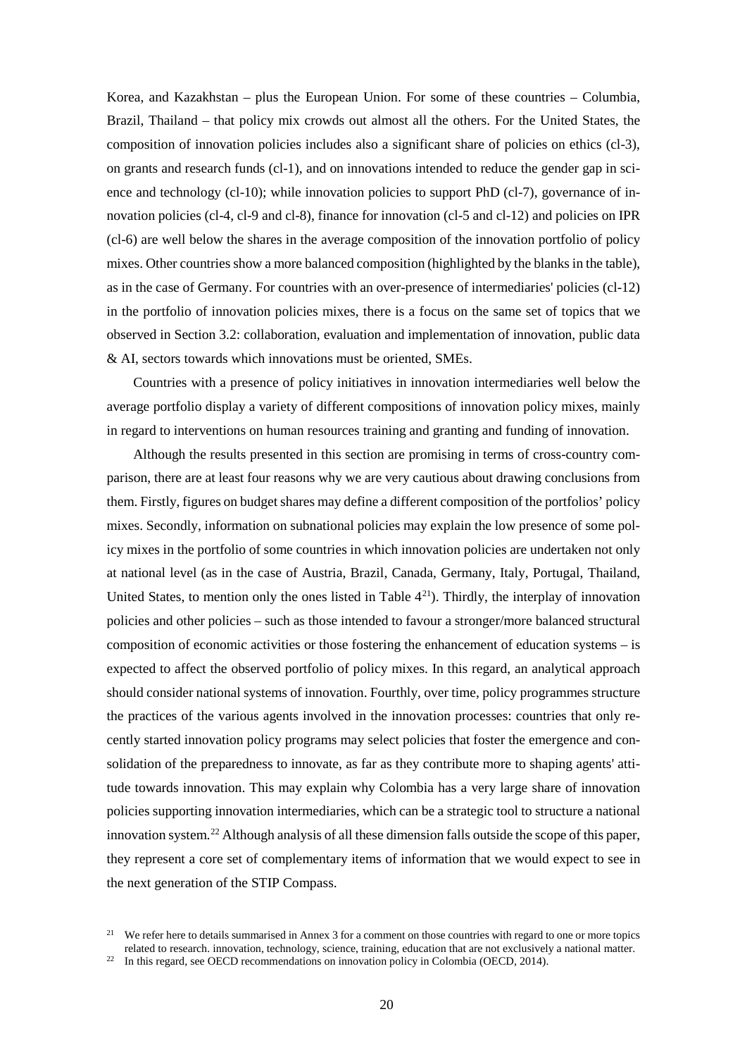Korea, and Kazakhstan – plus the European Union. For some of these countries – Columbia, Brazil, Thailand – that policy mix crowds out almost all the others. For the United States, the composition of innovation policies includes also a significant share of policies on ethics (cl-3), on grants and research funds (cl-1), and on innovations intended to reduce the gender gap in science and technology (cl-10); while innovation policies to support PhD (cl-7), governance of innovation policies (cl-4, cl-9 and cl-8), finance for innovation (cl-5 and cl-12) and policies on IPR (cl-6) are well below the shares in the average composition of the innovation portfolio of policy mixes. Other countries show a more balanced composition (highlighted by the blanks in the table), as in the case of Germany. For countries with an over-presence of intermediaries' policies (cl-12) in the portfolio of innovation policies mixes, there is a focus on the same set of topics that we observed in Section 3.2: collaboration, evaluation and implementation of innovation, public data & AI, sectors towards which innovations must be oriented, SMEs.

Countries with a presence of policy initiatives in innovation intermediaries well below the average portfolio display a variety of different compositions of innovation policy mixes, mainly in regard to interventions on human resources training and granting and funding of innovation.

Although the results presented in this section are promising in terms of cross-country comparison, there are at least four reasons why we are very cautious about drawing conclusions from them. Firstly, figures on budget shares may define a different composition of the portfolios' policy mixes. Secondly, information on subnational policies may explain the low presence of some policy mixes in the portfolio of some countries in which innovation policies are undertaken not only at national level (as in the case of Austria, Brazil, Canada, Germany, Italy, Portugal, Thailand, United States, to mention only the ones listed in Table 4[21]). Thirdly, the interplay of innovation policies and other policies – such as those intended to favour a stronger/more balanced structural composition of economic activities or those fostering the enhancement of education systems – is expected to affect the observed portfolio of policy mixes. In this regard, an analytical approach should consider national systems of innovation. Fourthly, over time, policy programmes structure the practices of the various agents involved in the innovation processes: countries that only recently started innovation policy programs may select policies that foster the emergence and consolidation of the preparedness to innovate, as far as they contribute more to shaping agents' attitude towards innovation. This may explain why Colombia has a very large share of innovation policies supporting innovation intermediaries, which can be a strategic tool to structure a national innovation system.[22] Although analysis of all these dimension falls outside the scope of this paper, they represent a core set of complementary items of information that we would expect to see in the next generation of the STIP Compass.

[21] We refer here to details summarised in Annex 3 for a comment on those countries with regard to one or more topics related to research. innovation, technology, science, training, education that are not exclusively a national matter.

[22] In this regard, see OECD recommendations on innovation policy in Colombia (OECD, 2014).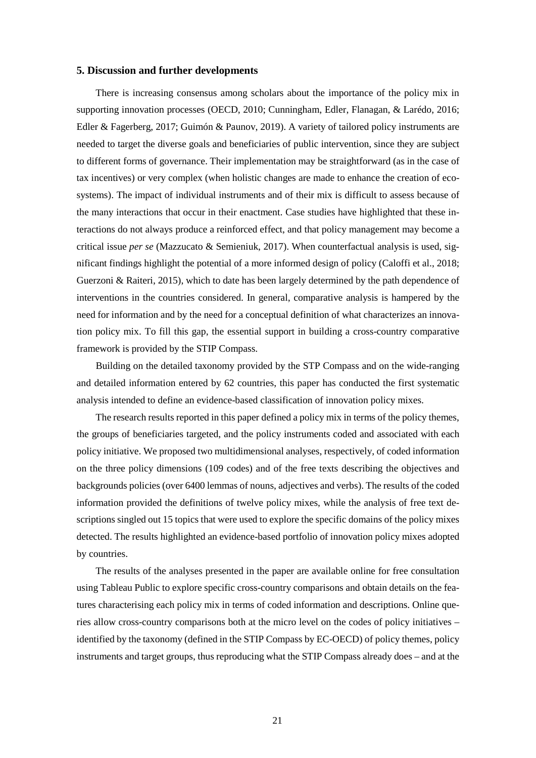## 5. Discussion and further developments

There is increasing consensus among scholars about the importance of the policy mix in supporting innovation processes (OECD, 2010; Cunningham, Edler, Flanagan, & Larédo, 2016; Edler & Fagerberg, 2017; Guimón & Paunov, 2019). A variety of tailored policy instruments are needed to target the diverse goals and beneficiaries of public intervention, since they are subject to different forms of governance. Their implementation may be straightforward (as in the case of tax incentives) or very complex (when holistic changes are made to enhance the creation of ecosystems). The impact of individual instruments and of their mix is difficult to assess because of the many interactions that occur in their enactment. Case studies have highlighted that these interactions do not always produce a reinforced effect, and that policy management may become a critical issue *per se* (Mazzucato & Semieniuk, 2017). When counterfactual analysis is used, significant findings highlight the potential of a more informed design of policy (Caloffi et al., 2018; Guerzoni & Raiteri, 2015), which to date has been largely determined by the path dependence of interventions in the countries considered. In general, comparative analysis is hampered by the need for information and by the need for a conceptual definition of what characterizes an innovation policy mix. To fill this gap, the essential support in building a cross-country comparative framework is provided by the STIP Compass.

Building on the detailed taxonomy provided by the STP Compass and on the wide-ranging and detailed information entered by 62 countries, this paper has conducted the first systematic analysis intended to define an evidence-based classification of innovation policy mixes.

The research results reported in this paper defined a policy mix in terms of the policy themes, the groups of beneficiaries targeted, and the policy instruments coded and associated with each policy initiative. We proposed two multidimensional analyses, respectively, of coded information on the three policy dimensions (109 codes) and of the free texts describing the objectives and backgrounds policies (over 6400 lemmas of nouns, adjectives and verbs). The results of the coded information provided the definitions of twelve policy mixes, while the analysis of free text descriptions singled out 15 topics that were used to explore the specific domains of the policy mixes detected. The results highlighted an evidence-based portfolio of innovation policy mixes adopted by countries.

The results of the analyses presented in the paper are available online for free consultation using Tableau Public to explore specific cross-country comparisons and obtain details on the features characterising each policy mix in terms of coded information and descriptions. Online queries allow cross-country comparisons both at the micro level on the codes of policy initiatives – identified by the taxonomy (defined in the STIP Compass by EC-OECD) of policy themes, policy instruments and target groups, thus reproducing what the STIP Compass already does – and at the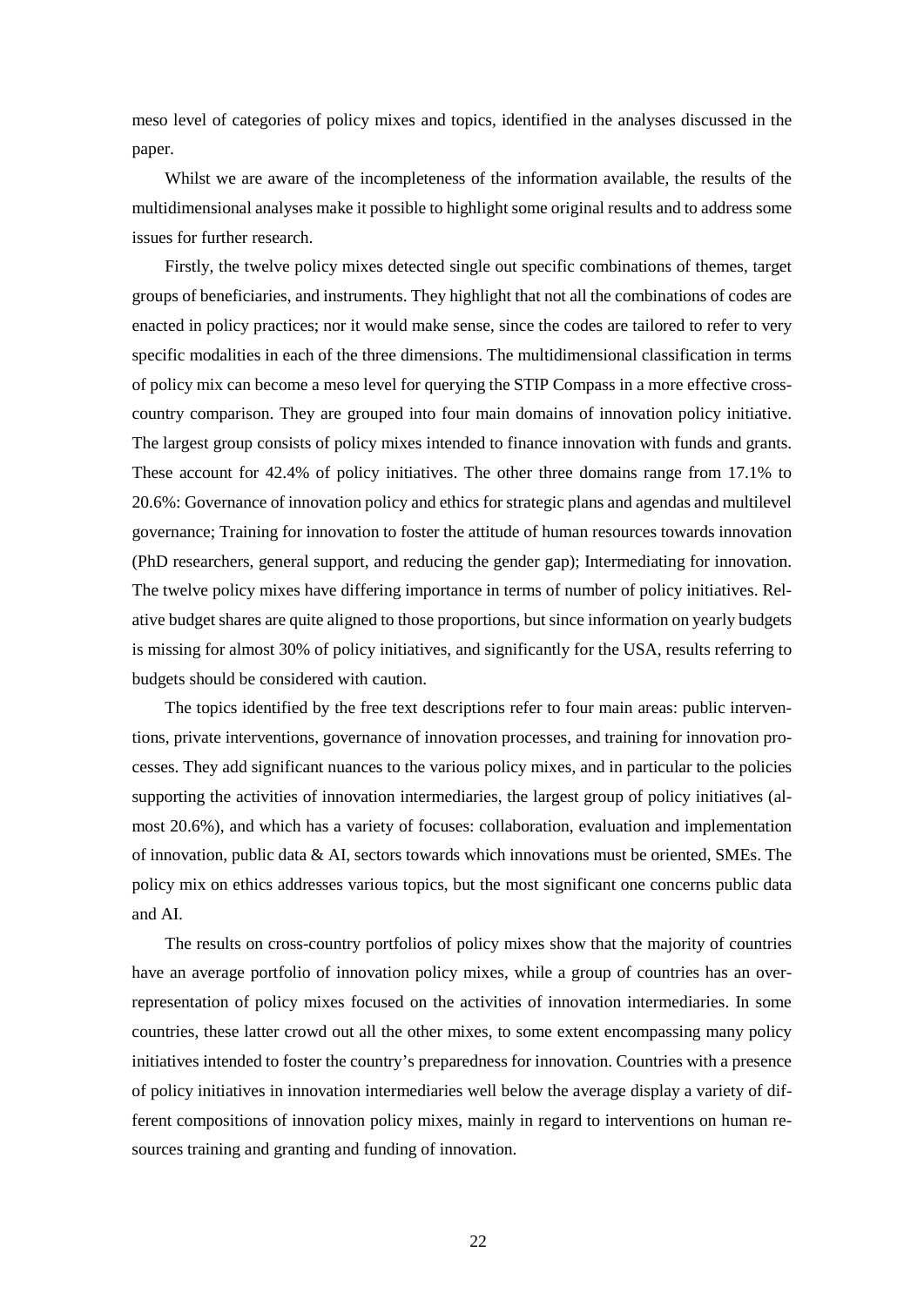meso level of categories of policy mixes and topics, identified in the analyses discussed in the paper.

Whilst we are aware of the incompleteness of the information available, the results of the multidimensional analyses make it possible to highlight some original results and to address some issues for further research.

Firstly, the twelve policy mixes detected single out specific combinations of themes, target groups of beneficiaries, and instruments. They highlight that not all the combinations of codes are enacted in policy practices; nor it would make sense, since the codes are tailored to refer to very specific modalities in each of the three dimensions. The multidimensional classification in terms of policy mix can become a meso level for querying the STIP Compass in a more effective cross-country comparison. They are grouped into four main domains of innovation policy initiative. The largest group consists of policy mixes intended to finance innovation with funds and grants. These account for 42.4% of policy initiatives. The other three domains range from 17.1% to 20.6%: Governance of innovation policy and ethics for strategic plans and agendas and multilevel governance; Training for innovation to foster the attitude of human resources towards innovation (PhD researchers, general support, and reducing the gender gap); Intermediating for innovation. The twelve policy mixes have differing importance in terms of number of policy initiatives. Relative budget shares are quite aligned to those proportions, but since information on yearly budgets is missing for almost 30% of policy initiatives, and significantly for the USA, results referring to budgets should be considered with caution.

The topics identified by the free text descriptions refer to four main areas: public interventions, private interventions, governance of innovation processes, and training for innovation processes. They add significant nuances to the various policy mixes, and in particular to the policies supporting the activities of innovation intermediaries, the largest group of policy initiatives (almost 20.6%), and which has a variety of focuses: collaboration, evaluation and implementation of innovation, public data & AI, sectors towards which innovations must be oriented, SMEs. The policy mix on ethics addresses various topics, but the most significant one concerns public data and AI.

The results on cross-country portfolios of policy mixes show that the majority of countries have an average portfolio of innovation policy mixes, while a group of countries has an over-representation of policy mixes focused on the activities of innovation intermediaries. In some countries, these latter crowd out all the other mixes, to some extent encompassing many policy initiatives intended to foster the country's preparedness for innovation. Countries with a presence of policy initiatives in innovation intermediaries well below the average display a variety of different compositions of innovation policy mixes, mainly in regard to interventions on human resources training and granting and funding of innovation.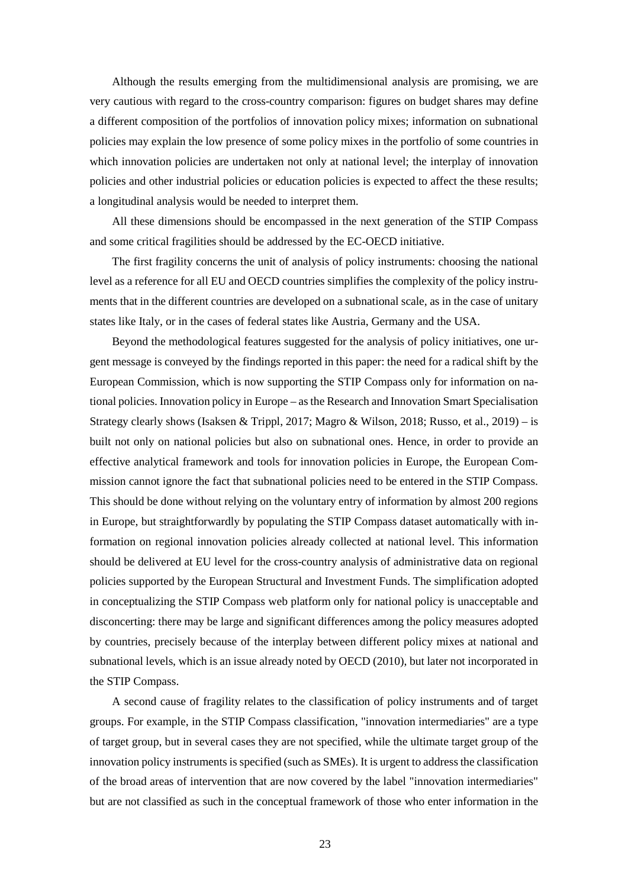Although the results emerging from the multidimensional analysis are promising, we are very cautious with regard to the cross-country comparison: figures on budget shares may define a different composition of the portfolios of innovation policy mixes; information on subnational policies may explain the low presence of some policy mixes in the portfolio of some countries in which innovation policies are undertaken not only at national level; the interplay of innovation policies and other industrial policies or education policies is expected to affect the these results; a longitudinal analysis would be needed to interpret them.

All these dimensions should be encompassed in the next generation of the STIP Compass and some critical fragilities should be addressed by the EC-OECD initiative.

The first fragility concerns the unit of analysis of policy instruments: choosing the national level as a reference for all EU and OECD countries simplifies the complexity of the policy instruments that in the different countries are developed on a subnational scale, as in the case of unitary states like Italy, or in the cases of federal states like Austria, Germany and the USA.

Beyond the methodological features suggested for the analysis of policy initiatives, one urgent message is conveyed by the findings reported in this paper: the need for a radical shift by the European Commission, which is now supporting the STIP Compass only for information on national policies. Innovation policy in Europe – as the Research and Innovation Smart Specialisation Strategy clearly shows (Isaksen & Trippl, 2017; Magro & Wilson, 2018; Russo, et al., 2019) – is built not only on national policies but also on subnational ones. Hence, in order to provide an effective analytical framework and tools for innovation policies in Europe, the European Commission cannot ignore the fact that subnational policies need to be entered in the STIP Compass. This should be done without relying on the voluntary entry of information by almost 200 regions in Europe, but straightforwardly by populating the STIP Compass dataset automatically with information on regional innovation policies already collected at national level. This information should be delivered at EU level for the cross-country analysis of administrative data on regional policies supported by the European Structural and Investment Funds. The simplification adopted in conceptualizing the STIP Compass web platform only for national policy is unacceptable and disconcerting: there may be large and significant differences among the policy measures adopted by countries, precisely because of the interplay between different policy mixes at national and subnational levels, which is an issue already noted by OECD (2010), but later not incorporated in the STIP Compass.

A second cause of fragility relates to the classification of policy instruments and of target groups. For example, in the STIP Compass classification, "innovation intermediaries" are a type of target group, but in several cases they are not specified, while the ultimate target group of the innovation policy instruments is specified (such as SMEs). It is urgent to address the classification of the broad areas of intervention that are now covered by the label "innovation intermediaries" but are not classified as such in the conceptual framework of those who enter information in the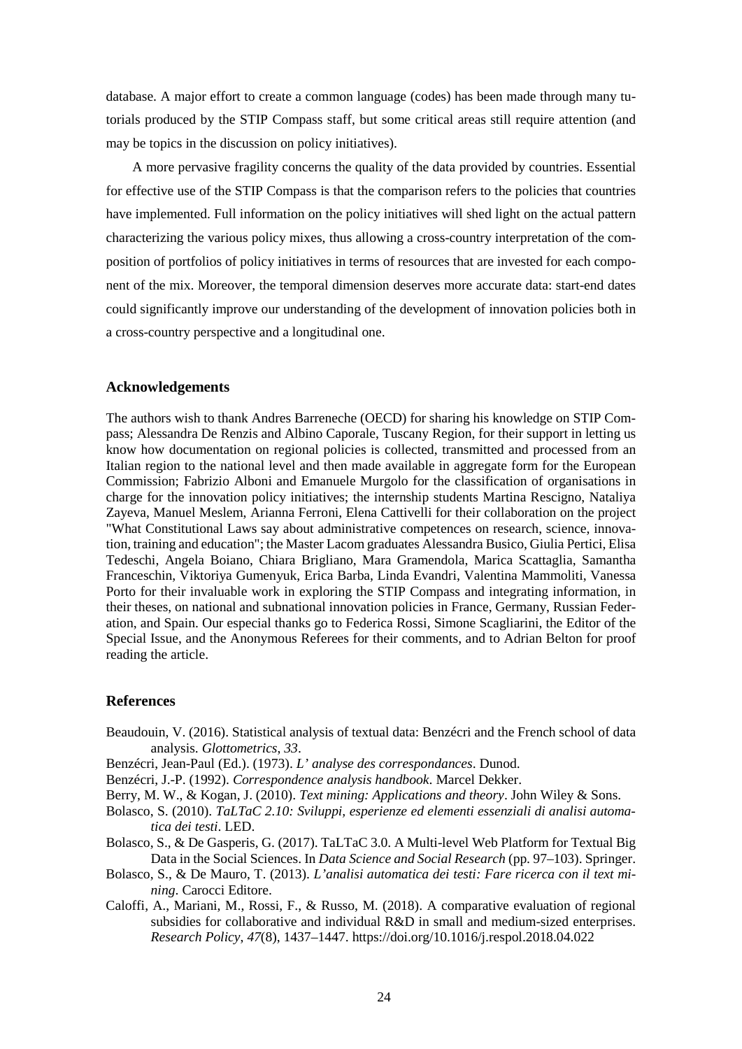database. A major effort to create a common language (codes) has been made through many tutorials produced by the STIP Compass staff, but some critical areas still require attention (and may be topics in the discussion on policy initiatives).

A more pervasive fragility concerns the quality of the data provided by countries. Essential for effective use of the STIP Compass is that the comparison refers to the policies that countries have implemented. Full information on the policy initiatives will shed light on the actual pattern characterizing the various policy mixes, thus allowing a cross-country interpretation of the composition of portfolios of policy initiatives in terms of resources that are invested for each component of the mix. Moreover, the temporal dimension deserves more accurate data: start-end dates could significantly improve our understanding of the development of innovation policies both in a cross-country perspective and a longitudinal one.

## Acknowledgements

The authors wish to thank Andres Barreneche (OECD) for sharing his knowledge on STIP Compass; Alessandra De Renzis and Albino Caporale, Tuscany Region, for their support in letting us know how documentation on regional policies is collected, transmitted and processed from an Italian region to the national level and then made available in aggregate form for the European Commission; Fabrizio Alboni and Emanuele Murgolo for the classification of organisations in charge for the innovation policy initiatives; the internship students Martina Rescigno, Nataliya Zayeva, Manuel Meslem, Arianna Ferroni, Elena Cattivelli for their collaboration on the project "What Constitutional Laws say about administrative competences on research, science, innovation, training and education"; the Master Lacom graduates Alessandra Busico, Giulia Pertici, Elisa Tedeschi, Angela Boiano, Chiara Brigliano, Mara Gramendola, Marica Scattaglia, Samantha Franceschin, Viktoriya Gumenyuk, Erica Barba, Linda Evandri, Valentina Mammoliti, Vanessa Porto for their invaluable work in exploring the STIP Compass and integrating information, in their theses, on national and subnational innovation policies in France, Germany, Russian Federation, and Spain. Our especial thanks go to Federica Rossi, Simone Scagliarini, the Editor of the Special Issue, and the Anonymous Referees for their comments, and to Adrian Belton for proof reading the article.

## References

Beaudouin, V. (2016). Statistical analysis of textual data: Benzécri and the French school of data analysis. *Glottometrics*, *33*.

Benzécri, Jean-Paul (Ed.). (1973). *L' analyse des correspondances*. Dunod.

Benzécri, J.-P. (1992). *Correspondence analysis handbook*. Marcel Dekker.

Berry, M. W., & Kogan, J. (2010). *Text mining: Applications and theory*. John Wiley & Sons.

Bolasco, S. (2010). *TaLTaC 2.10: Sviluppi, esperienze ed elementi essenziali di analisi automatica dei testi*. LED.

Bolasco, S., & De Gasperis, G. (2017). TaLTaC 3.0. A Multi-level Web Platform for Textual Big Data in the Social Sciences. In *Data Science and Social Research* (pp. 97–103). Springer.

Bolasco, S., & De Mauro, T. (2013). *L'analisi automatica dei testi: Fare ricerca con il text mining*. Carocci Editore.

Caloffi, A., Mariani, M., Rossi, F., & Russo, M. (2018). A comparative evaluation of regional subsidies for collaborative and individual R&D in small and medium-sized enterprises. *Research Policy*, *47*(8), 1437–1447. https://doi.org/10.1016/j.respol.2018.04.022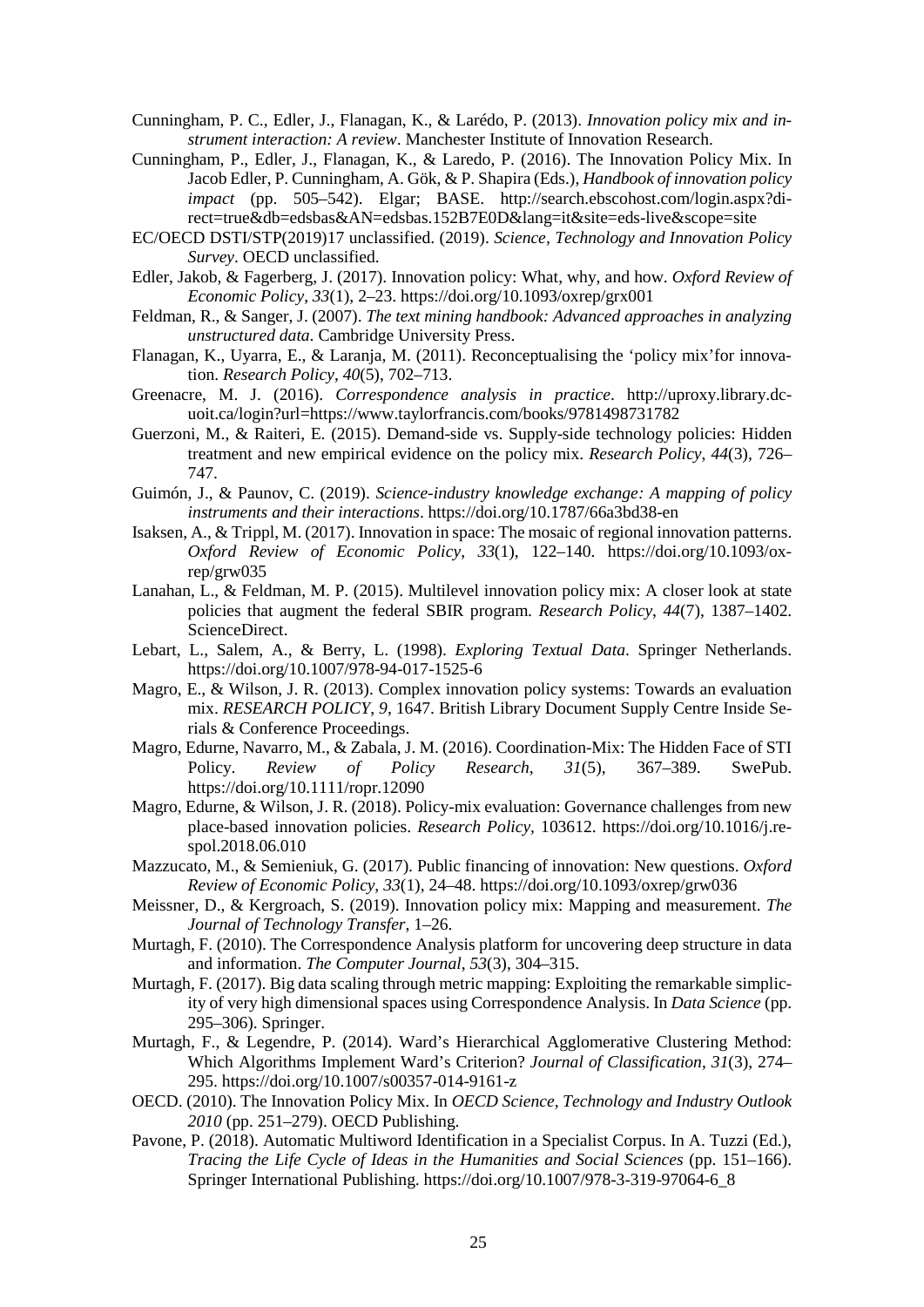Cunningham, P. C., Edler, J., Flanagan, K., & Larédo, P. (2013). *Innovation policy mix and instrument interaction: A review*. Manchester Institute of Innovation Research.

Cunningham, P., Edler, J., Flanagan, K., & Laredo, P. (2016). The Innovation Policy Mix. In Jacob Edler, P. Cunningham, A. Gök, & P. Shapira (Eds.), *Handbook of innovation policy impact* (pp. 505–542). Elgar; BASE. http://search.ebscohost.com/login.aspx?direct=true&db=edsbas&AN=edsbas.152B7E0D&lang=it&site=eds-live&scope=site

EC/OECD DSTI/STP(2019)17 unclassified. (2019). *Science, Technology and Innovation Policy Survey*. OECD unclassified.

Edler, Jakob, & Fagerberg, J. (2017). Innovation policy: What, why, and how. *Oxford Review of Economic Policy*, *33*(1), 2–23. https://doi.org/10.1093/oxrep/grx001

Feldman, R., & Sanger, J. (2007). *The text mining handbook: Advanced approaches in analyzing unstructured data*. Cambridge University Press.

Flanagan, K., Uyarra, E., & Laranja, M. (2011). Reconceptualising the 'policy mix'for innovation. *Research Policy*, *40*(5), 702–713.

Greenacre, M. J. (2016). *Correspondence analysis in practice*. http://uproxy.library.dc-uoit.ca/login?url=https://www.taylorfrancis.com/books/9781498731782

Guerzoni, M., & Raiteri, E. (2015). Demand-side vs. Supply-side technology policies: Hidden treatment and new empirical evidence on the policy mix. *Research Policy*, *44*(3), 726–747.

Guimón, J., & Paunov, C. (2019). *Science-industry knowledge exchange: A mapping of policy instruments and their interactions*. https://doi.org/10.1787/66a3bd38-en

Isaksen, A., & Trippl, M. (2017). Innovation in space: The mosaic of regional innovation patterns. *Oxford Review of Economic Policy*, *33*(1), 122–140. https://doi.org/10.1093/oxrep/grw035

Lanahan, L., & Feldman, M. P. (2015). Multilevel innovation policy mix: A closer look at state policies that augment the federal SBIR program. *Research Policy*, *44*(7), 1387–1402. ScienceDirect.

Lebart, L., Salem, A., & Berry, L. (1998). *Exploring Textual Data*. Springer Netherlands. https://doi.org/10.1007/978-94-017-1525-6

Magro, E., & Wilson, J. R. (2013). Complex innovation policy systems: Towards an evaluation mix. *RESEARCH POLICY*, *9*, 1647. British Library Document Supply Centre Inside Serials & Conference Proceedings.

Magro, Edurne, Navarro, M., & Zabala, J. M. (2016). Coordination-Mix: The Hidden Face of STI Policy. *Review of Policy Research*, *31*(5), 367–389. SwePub. https://doi.org/10.1111/ropr.12090

Magro, Edurne, & Wilson, J. R. (2018). Policy-mix evaluation: Governance challenges from new place-based innovation policies. *Research Policy*, 103612. https://doi.org/10.1016/j.respol.2018.06.010

Mazzucato, M., & Semieniuk, G. (2017). Public financing of innovation: New questions. *Oxford Review of Economic Policy*, *33*(1), 24–48. https://doi.org/10.1093/oxrep/grw036

Meissner, D., & Kergroach, S. (2019). Innovation policy mix: Mapping and measurement. *The Journal of Technology Transfer*, 1–26.

Murtagh, F. (2010). The Correspondence Analysis platform for uncovering deep structure in data and information. *The Computer Journal*, *53*(3), 304–315.

Murtagh, F. (2017). Big data scaling through metric mapping: Exploiting the remarkable simplicity of very high dimensional spaces using Correspondence Analysis. In *Data Science* (pp. 295–306). Springer.

Murtagh, F., & Legendre, P. (2014). Ward's Hierarchical Agglomerative Clustering Method: Which Algorithms Implement Ward's Criterion? *Journal of Classification*, *31*(3), 274–295. https://doi.org/10.1007/s00357-014-9161-z

OECD. (2010). The Innovation Policy Mix. In *OECD Science, Technology and Industry Outlook 2010* (pp. 251–279). OECD Publishing.

Pavone, P. (2018). Automatic Multiword Identification in a Specialist Corpus. In A. Tuzzi (Ed.), *Tracing the Life Cycle of Ideas in the Humanities and Social Sciences* (pp. 151–166). Springer International Publishing. https://doi.org/10.1007/978-3-319-97064-6_8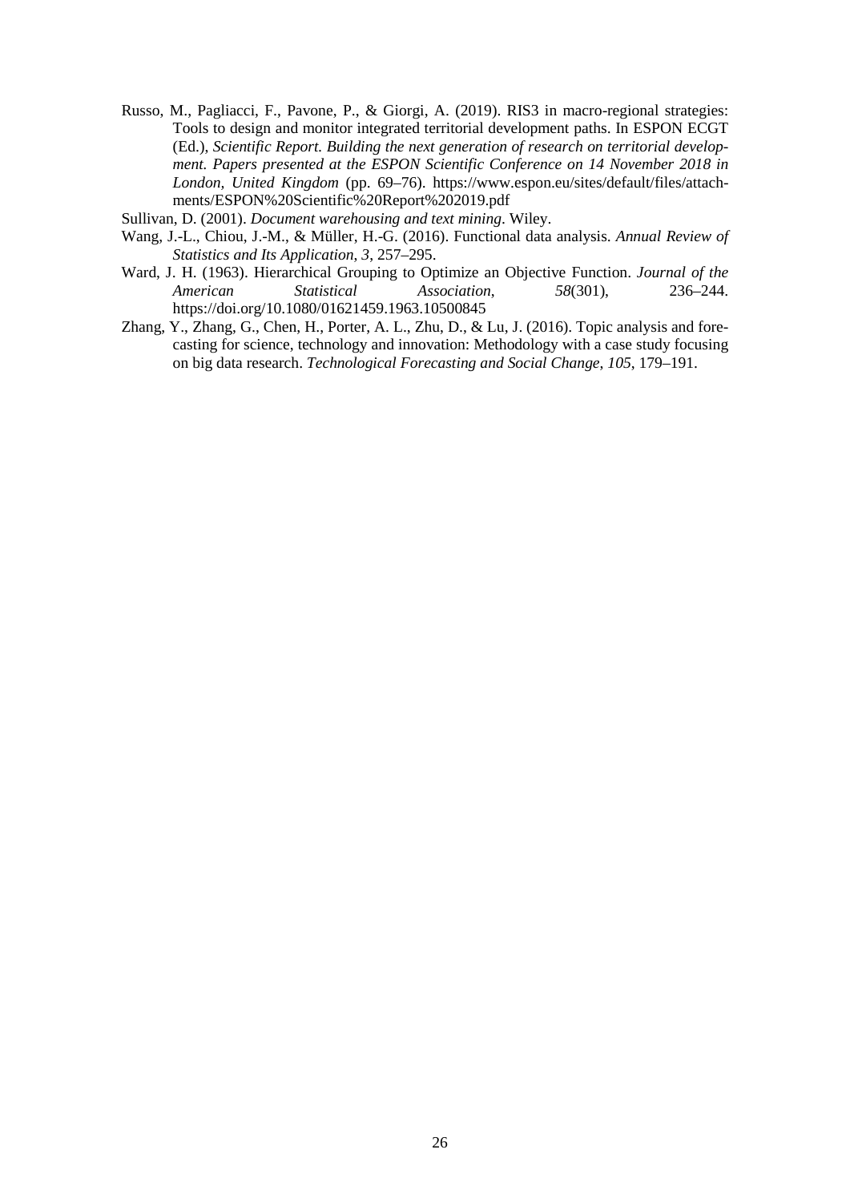Russo, M., Pagliacci, F., Pavone, P., & Giorgi, A. (2019). RIS3 in macro-regional strategies: Tools to design and monitor integrated territorial development paths. In ESPON ECGT (Ed.), *Scientific Report. Building the next generation of research on territorial development. Papers presented at the ESPON Scientific Conference on 14 November 2018 in London, United Kingdom* (pp. 69–76). https://www.espon.eu/sites/default/files/attachments/ESPON%20Scientific%20Report%202019.pdf

Sullivan, D. (2001). *Document warehousing and text mining*. Wiley.

Wang, J.-L., Chiou, J.-M., & Müller, H.-G. (2016). Functional data analysis. *Annual Review of Statistics and Its Application*, *3*, 257–295.

Ward, J. H. (1963). Hierarchical Grouping to Optimize an Objective Function. *Journal of the American Statistical Association*, *58*(301), 236–244. https://doi.org/10.1080/01621459.1963.10500845

Zhang, Y., Zhang, G., Chen, H., Porter, A. L., Zhu, D., & Lu, J. (2016). Topic analysis and forecasting for science, technology and innovation: Methodology with a case study focusing on big data research. *Technological Forecasting and Social Change*, *105*, 179–191.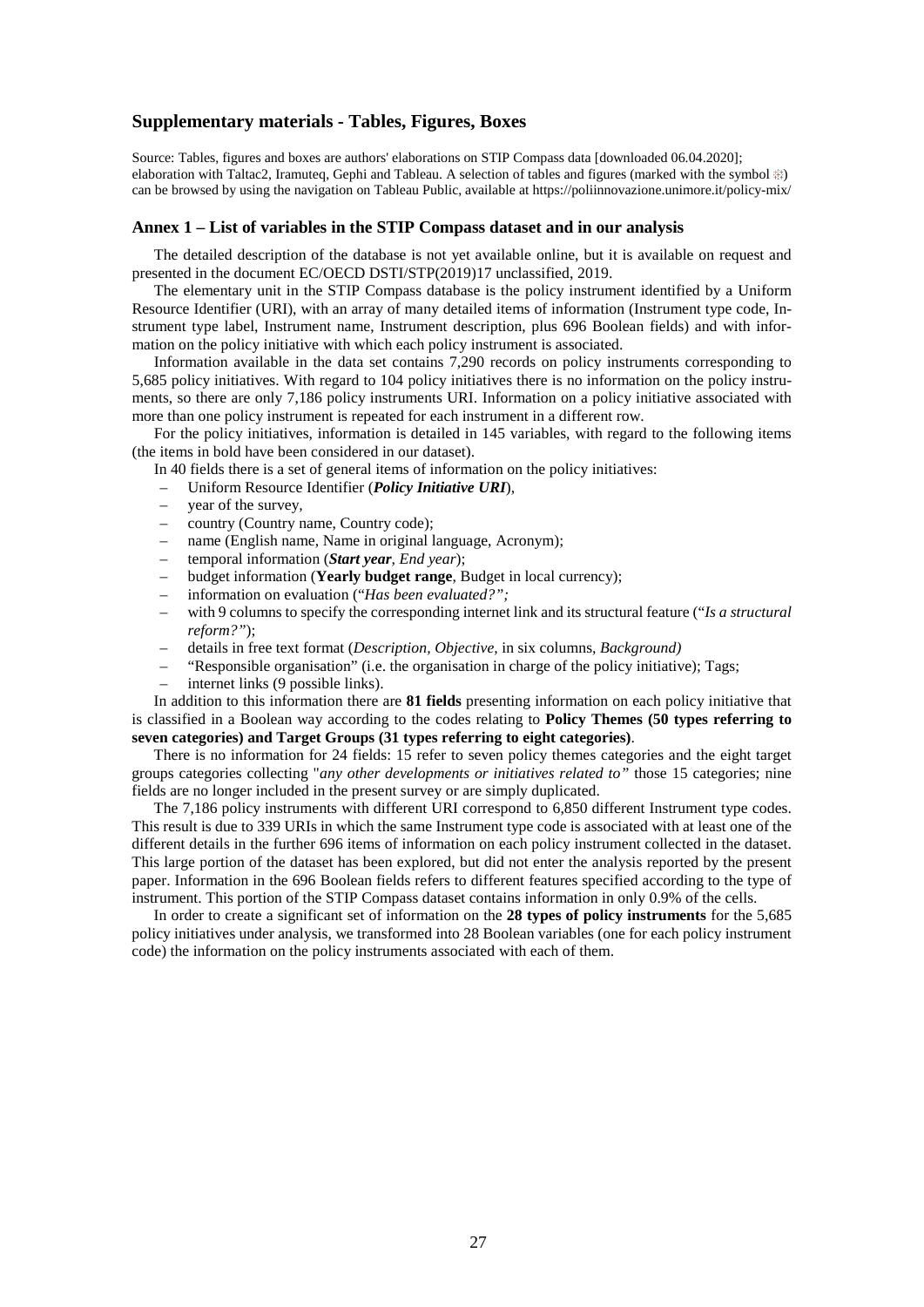## Supplementary materials - Tables, Figures, Boxes

Source: Tables, figures and boxes are authors' elaborations on STIP Compass data [downloaded 06.04.2020]; elaboration with Taltac2, Iramuteq, Gephi and Tableau. A selection of tables and figures (marked with the symbol ※) can be browsed by using the navigation on Tableau Public, available at https://poliinnovazione.unimore.it/policy-mix/

### Annex 1 – List of variables in the STIP Compass dataset and in our analysis

The detailed description of the database is not yet available online, but it is available on request and presented in the document EC/OECD DSTI/STP(2019)17 unclassified, 2019.

The elementary unit in the STIP Compass database is the policy instrument identified by a Uniform Resource Identifier (URI), with an array of many detailed items of information (Instrument type code, Instrument type label, Instrument name, Instrument description, plus 696 Boolean fields) and with information on the policy initiative with which each policy instrument is associated.

Information available in the data set contains 7,290 records on policy instruments corresponding to 5,685 policy initiatives. With regard to 104 policy initiatives there is no information on the policy instruments, so there are only 7,186 policy instruments URI. Information on a policy initiative associated with more than one policy instrument is repeated for each instrument in a different row.

For the policy initiatives, information is detailed in 145 variables, with regard to the following items (the items in bold have been considered in our dataset).

In 40 fields there is a set of general items of information on the policy initiatives:

- Uniform Resource Identifier (***Policy Initiative URI***),
- year of the survey,
- country (Country name, Country code);
- name (English name, Name in original language, Acronym);
- temporal information (***Start year***, *End year*);
- budget information (**Yearly budget range**, Budget in local currency);
- information on evaluation (*"Has been evaluated?";*
- with 9 columns to specify the corresponding internet link and its structural feature (*"Is a structural reform?"*);
- details in free text format (*Description, Objective,* in six columns, *Background)*
- "Responsible organisation" (i.e. the organisation in charge of the policy initiative); Tags;
- internet links (9 possible links).

In addition to this information there are **81 fields** presenting information on each policy initiative that is classified in a Boolean way according to the codes relating to **Policy Themes (50 types referring to seven categories) and Target Groups (31 types referring to eight categories)**.

There is no information for 24 fields: 15 refer to seven policy themes categories and the eight target groups categories collecting "*any other developments or initiatives related to"* those 15 categories; nine fields are no longer included in the present survey or are simply duplicated.

The 7,186 policy instruments with different URI correspond to 6,850 different Instrument type codes. This result is due to 339 URIs in which the same Instrument type code is associated with at least one of the different details in the further 696 items of information on each policy instrument collected in the dataset. This large portion of the dataset has been explored, but did not enter the analysis reported by the present paper. Information in the 696 Boolean fields refers to different features specified according to the type of instrument. This portion of the STIP Compass dataset contains information in only 0.9% of the cells.

In order to create a significant set of information on the **28 types of policy instruments** for the 5,685 policy initiatives under analysis, we transformed into 28 Boolean variables (one for each policy instrument code) the information on the policy instruments associated with each of them.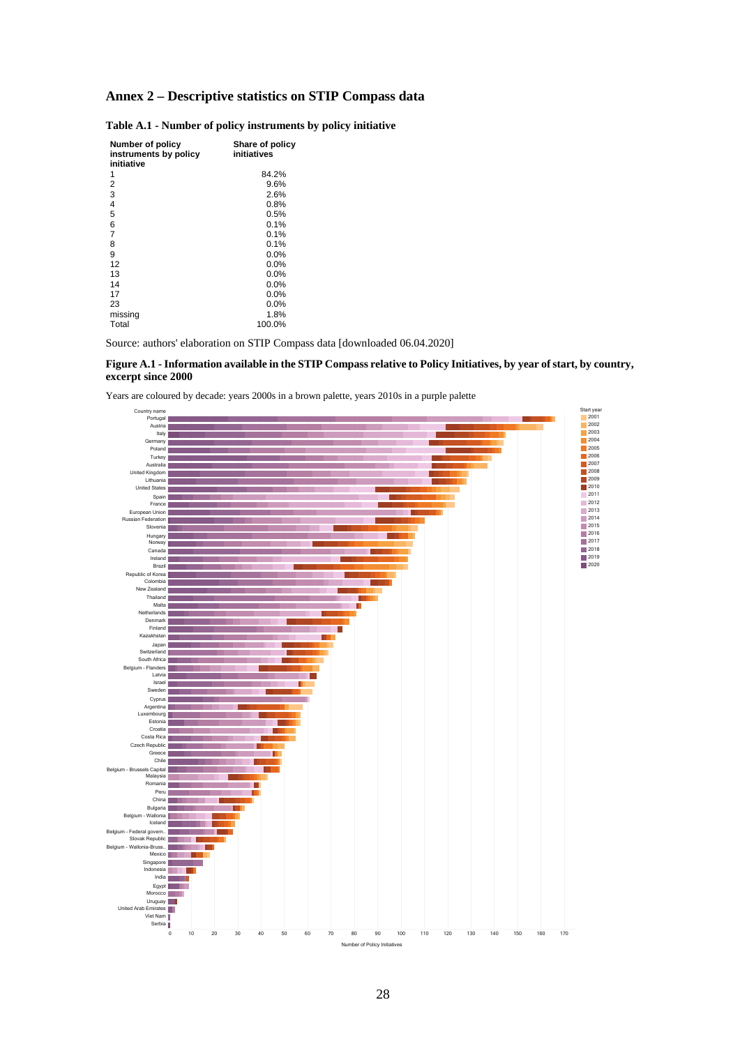# Annex 2 – Descriptive statistics on STIP Compass data

**Table A.1 - Number of policy instruments by policy initiative**

| Number of policy instruments by policy initiative | Share of policy initiatives |
|---|---|
| 1 | 84.2% |
| 2 | 9.6% |
| 3 | 2.6% |
| 4 | 0.8% |
| 5 | 0.5% |
| 6 | 0.1% |
| 7 | 0.1% |
| 8 | 0.1% |
| 9 | 0.0% |
| 12 | 0.0% |
| 13 | 0.0% |
| 14 | 0.0% |
| 17 | 0.0% |
| 23 | 0.0% |
| missing | 1.8% |
| Total | 100.0% |

Source: authors' elaboration on STIP Compass data [downloaded 06.04.2020]

**Figure A.1 - Information available in the STIP Compass relative to Policy Initiatives, by year of start, by country, excerpt since 2000**

Years are coloured by decade: years 2000s in a brown palette, years 2010s in a purple palette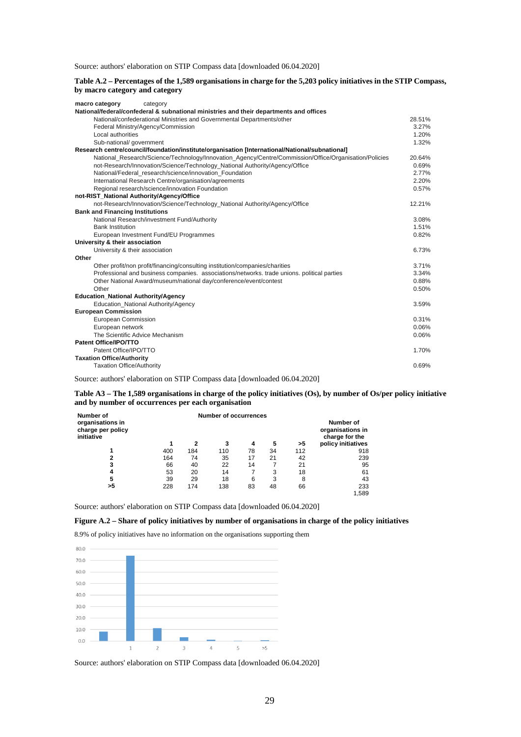Source: authors' elaboration on STIP Compass data [downloaded 06.04.2020]

**Table A.2 – Percentages of the 1,589 organisations in charge for the 5,203 policy initiatives in the STIP Compass, by macro category and category**

| macro category | category | |
|---|---|---|
| **National/federal/confederal & subnational ministries and their departments and offices** | | |
| | National/confederational Ministries and Governmental Departments/other | 28.51% |
| | Federal Ministry/Agency/Commission | 3.27% |
| | Local authorities | 1.20% |
| | Sub-national/ government | 1.32% |
| **Research centre/council/foundation/institute/organisation [International/National/subnational]** | | |
| | National_Research/Science/Technology/Innovation_Agency/Centre/Commission/Office/Organisation/Policies | 20.64% |
| | not-Research/Innovation/Science/Technology_National Authority/Agency/Office | 0.69% |
| | National/Federal_research/science/innovation_Foundation | 2.77% |
| | International Research Centre/organisation/agreements | 2.20% |
| | Regional research/science/innovation Foundation | 0.57% |
| **not-RIST_National Authority/Agency/Office** | | |
| | not-Research/Innovation/Science/Technology_National Authority/Agency/Office | 12.21% |
| **Bank and Financing Institutions** | | |
| | National Research/investment Fund/Authority | 3.08% |
| | Bank Institution | 1.51% |
| | European Investment Fund/EU Programmes | 0.82% |
| **University & their association** | | |
| | University & their association | 6.73% |
| **Other** | | |
| | Other profit/non profit/financing/consulting institution/companies/charities | 3.71% |
| | Professional and business companies. associations/networks. trade unions. political parties | 3.34% |
| | Other National Award/museum/national day/conference/event/contest | 0.88% |
| | Other | 0.50% |
| **Education_National Authority/Agency** | | |
| | Education_National Authority/Agency | 3.59% |
| **European Commission** | | |
| | European Commission | 0.31% |
| | European network | 0.06% |
| | The Scientific Advice Mechanism | 0.06% |
| **Patent Office/IPO/TTO** | | |
| | Patent Office/IPO/TTO | 1.70% |
| **Taxation Office/Authority** | | |
| | Taxation Office/Authority | 0.69% |

Source: authors' elaboration on STIP Compass data [downloaded 06.04.2020]

**Table A3 – The 1,589 organisations in charge of the policy initiatives (Os), by number of Os/per policy initiative and by number of occurrences per each organisation**

| Number of organisations in charge per policy initiative | Number of occurrences | | | | | | Number of organisations in charge for the policy initiatives |
|---|---|---|---|---|---|---|---|
| | **1** | **2** | **3** | **4** | **5** | **>5** | |
| **1** | 400 | 184 | 110 | 78 | 34 | 112 | 918 |
| **2** | 164 | 74 | 35 | 17 | 21 | 42 | 239 |
| **3** | 66 | 40 | 22 | 14 | 7 | 21 | 95 |
| **4** | 53 | 20 | 14 | 7 | 3 | 18 | 61 |
| **5** | 39 | 29 | 18 | 6 | 3 | 8 | 43 |
| **>5** | 228 | 174 | 138 | 83 | 48 | 66 | 233 |
| | | | | | | | 1,589 |

Source: authors' elaboration on STIP Compass data [downloaded 06.04.2020]

**Figure A.2 – Share of policy initiatives by number of organisations in charge of the policy initiatives**

8.9% of policy initiatives have no information on the organisations supporting them

Source: authors' elaboration on STIP Compass data [downloaded 06.04.2020]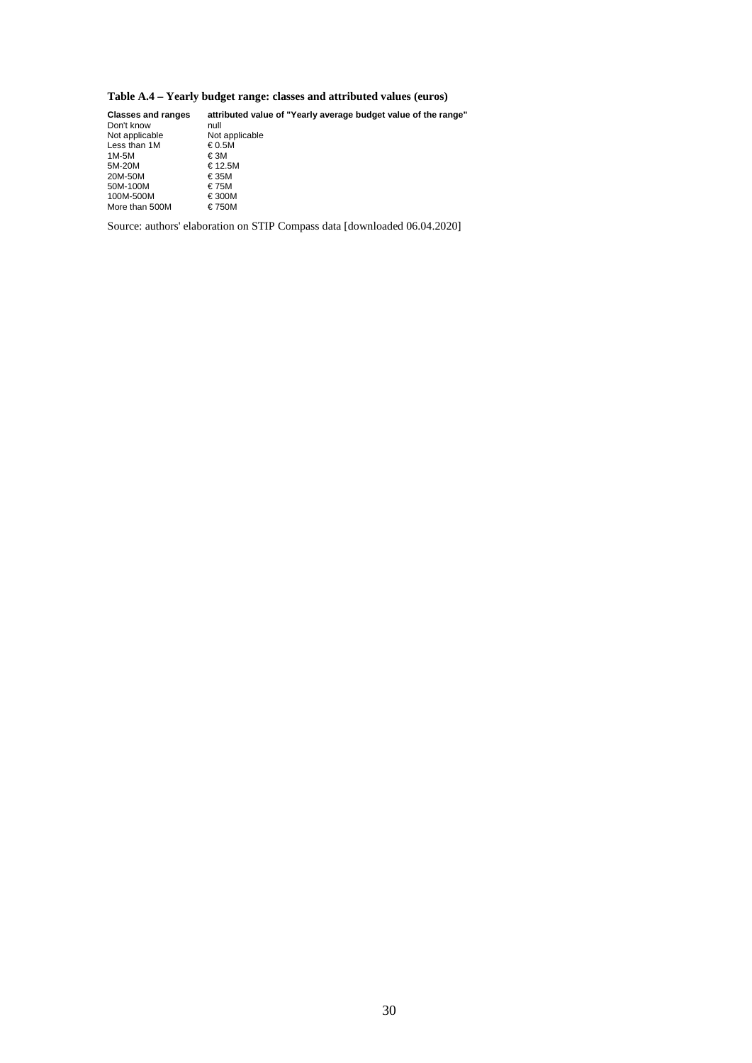**Table A.4 – Yearly budget range: classes and attributed values (euros)**

| Classes and ranges | attributed value of "Yearly average budget value of the range" |
| --- | --- |
| Don't know | null |
| Not applicable | Not applicable |
| Less than 1M | € 0.5M |
| 1M-5M | € 3M |
| 5M-20M | € 12.5M |
| 20M-50M | € 35M |
| 50M-100M | € 75M |
| 100M-500M | € 300M |
| More than 500M | € 750M |

Source: authors' elaboration on STIP Compass data [downloaded 06.04.2020]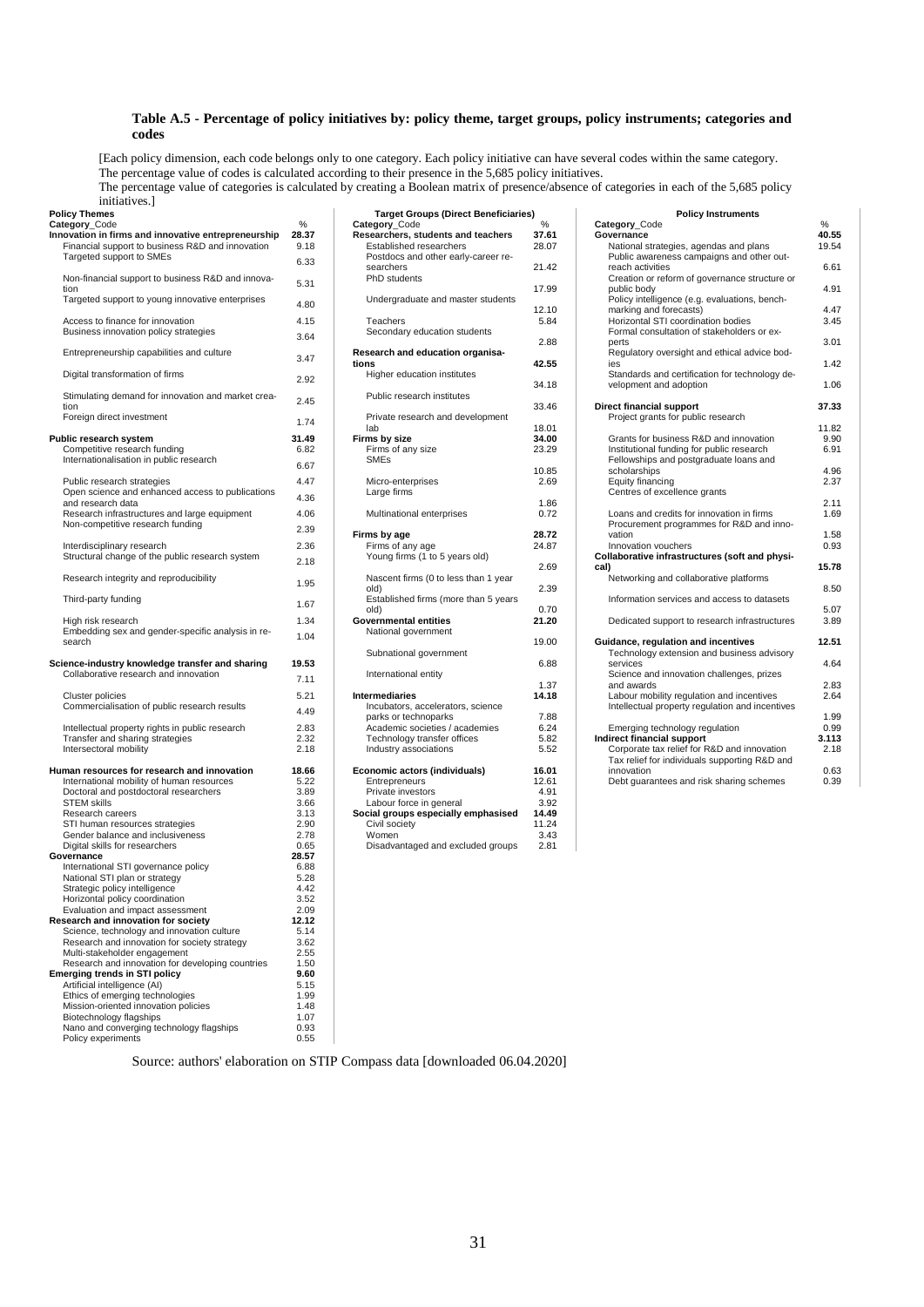**Table A.5 - Percentage of policy initiatives by: policy theme, target groups, policy instruments; categories and codes**

[Each policy dimension, each code belongs only to one category. Each policy initiative can have several codes within the same category. The percentage value of codes is calculated according to their presence in the 5,685 policy initiatives.
The percentage value of categories is calculated by creating a Boolean matrix of presence/absence of categories in each of the 5,685 policy initiatives.]

**Policy Themes**

| **Category**_Code | % |
|---|---|
| **Innovation in firms and innovative entrepreneurship** | **28.37** |
| Financial support to business R&D and innovation | 9.18 |
| Targeted support to SMEs | 6.33 |
| Non-financial support to business R&D and innovation | 5.31 |
| Targeted support to young innovative enterprises | 4.80 |
| Access to finance for innovation | 4.15 |
| Business innovation policy strategies | 3.64 |
| Entrepreneurship capabilities and culture | 3.47 |
| Digital transformation of firms | 2.92 |
| Stimulating demand for innovation and market creation | 2.45 |
| Foreign direct investment | 1.74 |
| **Public research system** | **31.49** |
| Competitive research funding | 6.82 |
| Internationalisation in public research | 6.67 |
| Public research strategies | 4.47 |
| Open science and enhanced access to publications and research data | 4.36 |
| Research infrastructures and large equipment | 4.06 |
| Non-competitive research funding | 2.39 |
| Interdisciplinary research | 2.36 |
| Structural change of the public research system | 2.18 |
| Research integrity and reproducibility | 1.95 |
| Third-party funding | 1.67 |
| High risk research | 1.34 |
| Embedding sex and gender-specific analysis in research | 1.04 |
| **Science-industry knowledge transfer and sharing** | **19.53** |
| Collaborative research and innovation | 7.11 |
| Cluster policies | 5.21 |
| Commercialisation of public research results | 4.49 |
| Intellectual property rights in public research | 2.83 |
| Transfer and sharing strategies | 2.32 |
| Intersectoral mobility | 2.18 |
| **Human resources for research and innovation** | **18.66** |
| International mobility of human resources | 5.22 |
| Doctoral and postdoctoral researchers | 3.89 |
| STEM skills | 3.66 |
| Research careers | 3.13 |
| STI human resources strategies | 2.90 |
| Gender balance and inclusiveness | 2.78 |
| Digital skills for researchers | 0.65 |
| **Governance** | **28.57** |
| International STI governance policy | 6.88 |
| National STI plan or strategy | 5.28 |
| Strategic policy intelligence | 4.42 |
| Horizontal policy coordination | 3.52 |
| Evaluation and impact assessment | 2.09 |
| **Research and innovation for society** | **12.12** |
| Science, technology and innovation culture | 5.14 |
| Research and innovation for society strategy | 3.62 |
| Multi-stakeholder engagement | 2.55 |
| Research and innovation for developing countries | 1.50 |
| **Emerging trends in STI policy** | **9.60** |
| Artificial intelligence (AI) | 5.15 |
| Ethics of emerging technologies | 1.99 |
| Mission-oriented innovation policies | 1.48 |
| Biotechnology flagships | 1.07 |
| Nano and converging technology flagships | 0.93 |
| Policy experiments | 0.55 |

**Target Groups (Direct Beneficiaries)**

| **Category**_Code | % |
|---|---|
| **Researchers, students and teachers** | **37.61** |
| Established researchers | 28.07 |
| Postdocs and other early-career researchers | 21.42 |
| PhD students | 17.99 |
| Undergraduate and master students | 12.10 |
| Teachers | 5.84 |
| Secondary education students | 2.88 |
| **Research and education organisations** | **42.55** |
| Higher education institutes | 34.18 |
| Public research institutes | 33.46 |
| Private research and development lab | 18.01 |
| **Firms by size** | **34.00** |
| Firms of any size | 23.29 |
| SMEs | 10.85 |
| Micro-enterprises | 2.69 |
| Large firms | 1.86 |
| Multinational enterprises | 0.72 |
| **Firms by age** | **28.72** |
| Firms of any age | 24.87 |
| Young firms (1 to 5 years old) | 2.69 |
| Nascent firms (0 to less than 1 year old) | 2.39 |
| Established firms (more than 5 years old) | 0.70 |
| **Governmental entities** | **21.20** |
| National government | 19.00 |
| Subnational government | 6.88 |
| International entity | 1.37 |
| **Intermediaries** | **14.18** |
| Incubators, accelerators, science parks or technoparks | 7.88 |
| Academic societies / academies | 6.24 |
| Technology transfer offices | 5.82 |
| Industry associations | 5.52 |
| **Economic actors (individuals)** | **16.01** |
| Entrepreneurs | 12.61 |
| Private investors | 4.91 |
| Labour force in general | 3.92 |
| **Social groups especially emphasised** | **14.49** |
| Civil society | 11.24 |
| Women | 3.43 |
| Disadvantaged and excluded groups | 2.81 |

**Policy Instruments**

| **Category**_Code | % |
|---|---|
| **Governance** | **40.55** |
| National strategies, agendas and plans | 19.54 |
| Public awareness campaigns and other outreach activities | 6.61 |
| Creation or reform of governance structure or public body | 4.91 |
| Policy intelligence (e.g. evaluations, benchmarking and forecasts) | 4.47 |
| Horizontal STI coordination bodies | 3.45 |
| Formal consultation of stakeholders or experts | 3.01 |
| Regulatory oversight and ethical advice bodies | 1.42 |
| Standards and certification for technology development and adoption | 1.06 |
| **Direct financial support** | **37.33** |
| Project grants for public research | 11.82 |
| Grants for business R&D and innovation | 9.90 |
| Institutional funding for public research | 6.91 |
| Fellowships and postgraduate loans and scholarships | 4.96 |
| Equity financing | 2.37 |
| Centres of excellence grants | 2.11 |
| Loans and credits for innovation in firms | 1.69 |
| Procurement programmes for R&D and innovation | 1.58 |
| Innovation vouchers | 0.93 |
| **Collaborative infrastructures (soft and physical)** | **15.78** |
| Networking and collaborative platforms | 8.50 |
| Information services and access to datasets | 5.07 |
| Dedicated support to research infrastructures | 3.89 |
| **Guidance, regulation and incentives** | **12.51** |
| Technology extension and business advisory services | 4.64 |
| Science and innovation challenges, prizes and awards | 2.83 |
| Labour mobility regulation and incentives | 2.64 |
| Intellectual property regulation and incentives | 1.99 |
| Emerging technology regulation | 0.99 |
| **Indirect financial support** | **3.113** |
| Corporate tax relief for R&D and innovation | 2.18 |
| Tax relief for individuals supporting R&D and innovation | 0.63 |
| Debt guarantees and risk sharing schemes | 0.39 |

Source: authors' elaboration on STIP Compass data [downloaded 06.04.2020]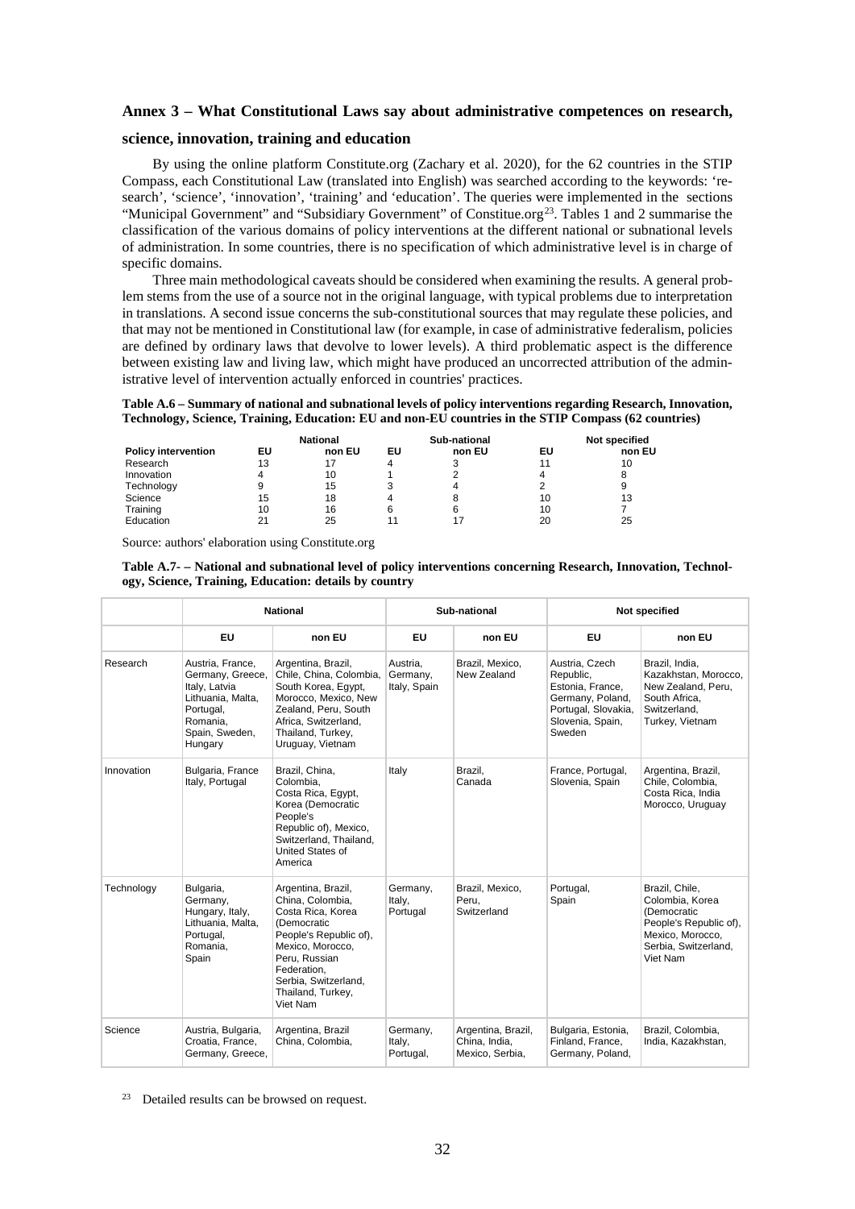## Annex 3 – What Constitutional Laws say about administrative competences on research, science, innovation, training and education

By using the online platform Constitute.org (Zachary et al. 2020), for the 62 countries in the STIP Compass, each Constitutional Law (translated into English) was searched according to the keywords: 'research', 'science', 'innovation', 'training' and 'education'. The queries were implemented in the sections "Municipal Government" and "Subsidiary Government" of Constitue.org[23]. Tables 1 and 2 summarise the classification of the various domains of policy interventions at the different national or subnational levels of administration. In some countries, there is no specification of which administrative level is in charge of specific domains.

Three main methodological caveats should be considered when examining the results. A general problem stems from the use of a source not in the original language, with typical problems due to interpretation in translations. A second issue concerns the sub-constitutional sources that may regulate these policies, and that may not be mentioned in Constitutional law (for example, in case of administrative federalism, policies are defined by ordinary laws that devolve to lower levels). A third problematic aspect is the difference between existing law and living law, which might have produced an uncorrected attribution of the administrative level of intervention actually enforced in countries' practices.

**Table A.6 – Summary of national and subnational levels of policy interventions regarding Research, Innovation, Technology, Science, Training, Education: EU and non-EU countries in the STIP Compass (62 countries)**

| | National | | Sub-national | | Not specified | |
|---|---|---|---|---|---|---|
| **Policy intervention** | **EU** | **non EU** | **EU** | **non EU** | **EU** | **non EU** |
| Research | 13 | 17 | 4 | 3 | 11 | 10 |
| Innovation | 4 | 10 | 1 | 2 | 4 | 8 |
| Technology | 9 | 15 | 3 | 4 | 2 | 9 |
| Science | 15 | 18 | 4 | 8 | 10 | 13 |
| Training | 10 | 16 | 6 | 6 | 10 | 7 |
| Education | 21 | 25 | 11 | 17 | 20 | 25 |

Source: authors' elaboration using Constitute.org

**Table A.7- – National and subnational level of policy interventions concerning Research, Innovation, Technology, Science, Training, Education: details by country**

| | National | | Sub-national | | Not specified | |
|---|---|---|---|---|---|---|
| | **EU** | **non EU** | **EU** | **non EU** | **EU** | **non EU** |
| Research | Austria, France, Germany, Greece, Italy, Latvia Lithuania, Malta, Portugal, Romania, Spain, Sweden, Hungary | Argentina, Brazil, Chile, China, Colombia, South Korea, Egypt, Morocco, Mexico, New Zealand, Peru, South Africa, Switzerland, Thailand, Turkey, Uruguay, Vietnam | Austria, Germany, Italy, Spain | Brazil, Mexico, New Zealand | Austria, Czech Republic, Estonia, France, Germany, Poland, Portugal, Slovakia, Slovenia, Spain, Sweden | Brazil, India, Kazakhstan, Morocco, New Zealand, Peru, South Africa, Switzerland, Turkey, Vietnam |
| Innovation | Bulgaria, France Italy, Portugal | Brazil, China, Colombia, Costa Rica, Egypt, Korea (Democratic People's Republic of), Mexico, Switzerland, Thailand, United States of America | Italy | Brazil, Canada | France, Portugal, Slovenia, Spain | Argentina, Brazil, Chile, Colombia, Costa Rica, India Morocco, Uruguay |
| Technology | Bulgaria, Germany, Hungary, Italy, Lithuania, Malta, Portugal, Romania, Spain | Argentina, Brazil, China, Colombia, Costa Rica, Korea (Democratic People's Republic of), Mexico, Morocco, Peru, Russian Federation, Serbia, Switzerland, Thailand, Turkey, Viet Nam | Germany, Italy, Portugal | Brazil, Mexico, Peru, Switzerland | Portugal, Spain | Brazil, Chile, Colombia, Korea (Democratic People's Republic of), Mexico, Morocco, Serbia, Switzerland, Viet Nam |
| Science | Austria, Bulgaria, Croatia, France, Germany, Greece, | Argentina, Brazil China, Colombia, | Germany, Italy, Portugal, | Argentina, Brazil, China, India, Mexico, Serbia, | Bulgaria, Estonia, Finland, France, Germany, Poland, | Brazil, Colombia, India, Kazakhstan, |

[23] Detailed results can be browsed on request.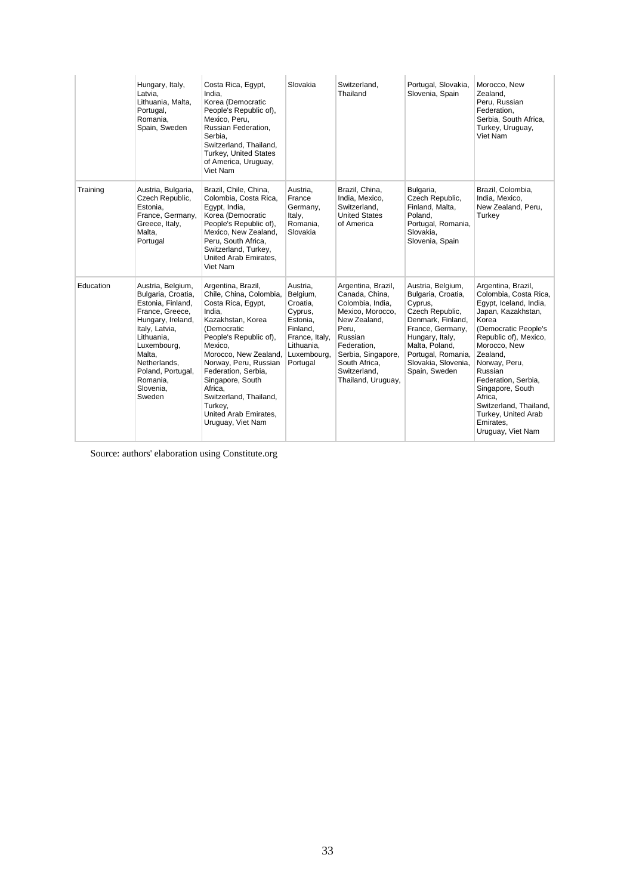|  | Hungary, Italy, Latvia, Lithuania, Malta, Portugal, Romania, Spain, Sweden | Costa Rica, Egypt, India, Korea (Democratic People's Republic of), Mexico, Peru, Russian Federation, Serbia, Switzerland, Thailand, Turkey, United States of America, Uruguay, Viet Nam | Slovakia | Switzerland, Thailand | Portugal, Slovakia, Slovenia, Spain | Morocco, New Zealand, Peru, Russian Federation, Serbia, South Africa, Turkey, Uruguay, Viet Nam |
|---|---|---|---|---|---|---|
| Training | Austria, Bulgaria, Czech Republic, Estonia, France, Germany, Greece, Italy, Malta, Portugal | Brazil, Chile, China, Colombia, Costa Rica, Egypt, India, Korea (Democratic People's Republic of), Mexico, New Zealand, Peru, South Africa, Switzerland, Turkey, United Arab Emirates, Viet Nam | Austria, France Germany, Italy, Romania, Slovakia | Brazil, China, India, Mexico, Switzerland, United States of America | Bulgaria, Czech Republic, Finland, Malta, Poland, Portugal, Romania, Slovakia, Slovenia, Spain | Brazil, Colombia, India, Mexico, New Zealand, Peru, Turkey |
| Education | Austria, Belgium, Bulgaria, Croatia, Estonia, Finland, France, Greece, Hungary, Ireland, Italy, Latvia, Lithuania, Luxembourg, Malta, Netherlands, Poland, Portugal, Romania, Slovenia, Sweden | Argentina, Brazil, Chile, China, Colombia, Costa Rica, Egypt, India, Kazakhstan, Korea (Democratic People's Republic of), Mexico, Morocco, New Zealand, Norway, Peru, Russian Federation, Serbia, Singapore, South Africa, Switzerland, Thailand, Turkey, United Arab Emirates, Uruguay, Viet Nam | Austria, Belgium, Croatia, Cyprus, Estonia, Finland, France, Italy, Lithuania, Luxembourg, Portugal | Argentina, Brazil, Canada, China, Colombia, India, Mexico, Morocco, New Zealand, Peru, Russian Federation, Serbia, Singapore, South Africa, Switzerland, Thailand, Uruguay, | Austria, Belgium, Bulgaria, Croatia, Cyprus, Czech Republic, Denmark, Finland, France, Germany, Hungary, Italy, Malta, Poland, Portugal, Romania, Slovakia, Slovenia, Spain, Sweden | Argentina, Brazil, Colombia, Costa Rica, Egypt, Iceland, India, Japan, Kazakhstan, Korea (Democratic People's Republic of), Mexico, Morocco, New Zealand, Norway, Peru, Russian Federation, Serbia, Singapore, South Africa, Switzerland, Thailand, Turkey, United Arab Emirates, Uruguay, Viet Nam |

Source: authors' elaboration using Constitute.org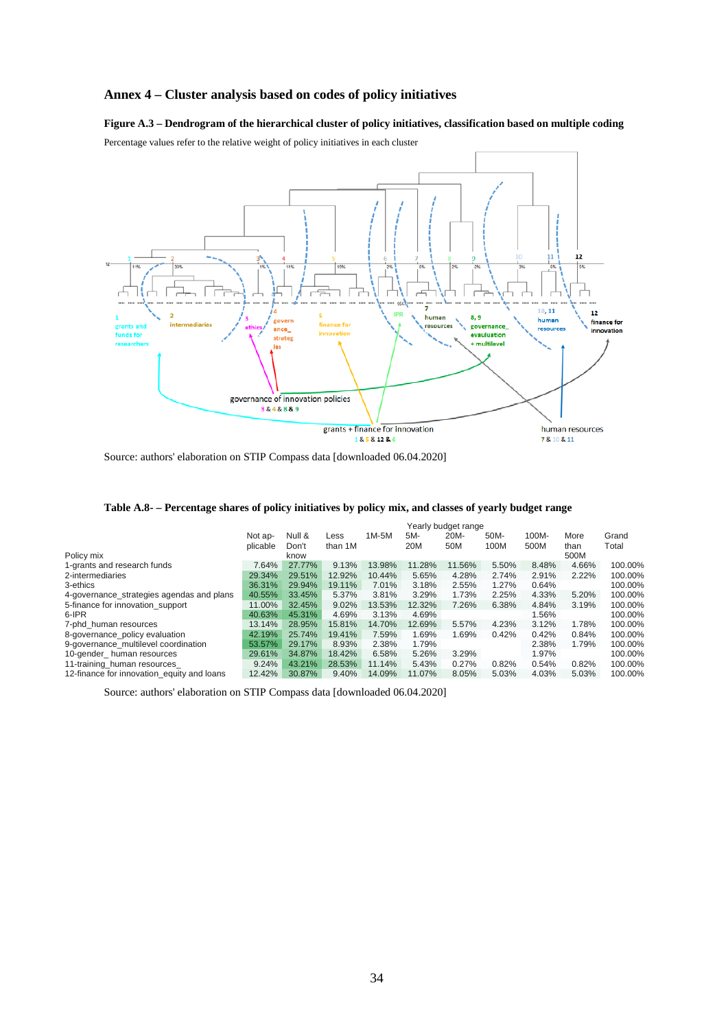# Annex 4 – Cluster analysis based on codes of policy initiatives

**Figure A.3 – Dendrogram of the hierarchical cluster of policy initiatives, classification based on multiple coding**

Percentage values refer to the relative weight of policy initiatives in each cluster

Source: authors' elaboration on STIP Compass data [downloaded 06.04.2020]

**Table A.8- – Percentage shares of policy initiatives by policy mix, and classes of yearly budget range**

| | Yearly budget range | | | | | | | | | |
|---|---|---|---|---|---|---|---|---|---|---|
| Policy mix | Not applicable | Null & Don't know | Less than 1M | 1M-5M | 5M-20M | 20M-50M | 50M-100M | 100M-500M | More than 500M | Grand Total |
| 1-grants and research funds | 7.64% | 27.77% | 9.13% | 13.98% | 11.28% | 11.56% | 5.50% | 8.48% | 4.66% | 100.00% |
| 2-intermediaries | 29.34% | 29.51% | 12.92% | 10.44% | 5.65% | 4.28% | 2.74% | 2.91% | 2.22% | 100.00% |
| 3-ethics | 36.31% | 29.94% | 19.11% | 7.01% | 3.18% | 2.55% | 1.27% | 0.64% | | 100.00% |
| 4-governance_strategies agendas and plans | 40.55% | 33.45% | 5.37% | 3.81% | 3.29% | 1.73% | 2.25% | 4.33% | 5.20% | 100.00% |
| 5-finance for innovation_support | 11.00% | 32.45% | 9.02% | 13.53% | 12.32% | 7.26% | 6.38% | 4.84% | 3.19% | 100.00% |
| 6-IPR | 40.63% | 45.31% | 4.69% | 3.13% | 4.69% | | | 1.56% | | 100.00% |
| 7-phd_human resources | 13.14% | 28.95% | 15.81% | 14.70% | 12.69% | 5.57% | 4.23% | 3.12% | 1.78% | 100.00% |
| 8-governance_policy evaluation | 42.19% | 25.74% | 19.41% | 7.59% | 1.69% | 1.69% | 0.42% | 0.42% | 0.84% | 100.00% |
| 9-governance_multilevel coordination | 53.57% | 29.17% | 8.93% | 2.38% | 1.79% | | | 2.38% | 1.79% | 100.00% |
| 10-gender_ human resources | 29.61% | 34.87% | 18.42% | 6.58% | 5.26% | 3.29% | | 1.97% | | 100.00% |
| 11-training_human resources_ | 9.24% | 43.21% | 28.53% | 11.14% | 5.43% | 0.27% | 0.82% | 0.54% | 0.82% | 100.00% |
| 12-finance for innovation_equity and loans | 12.42% | 30.87% | 9.40% | 14.09% | 11.07% | 8.05% | 5.03% | 4.03% | 5.03% | 100.00% |

Source: authors' elaboration on STIP Compass data [downloaded 06.04.2020]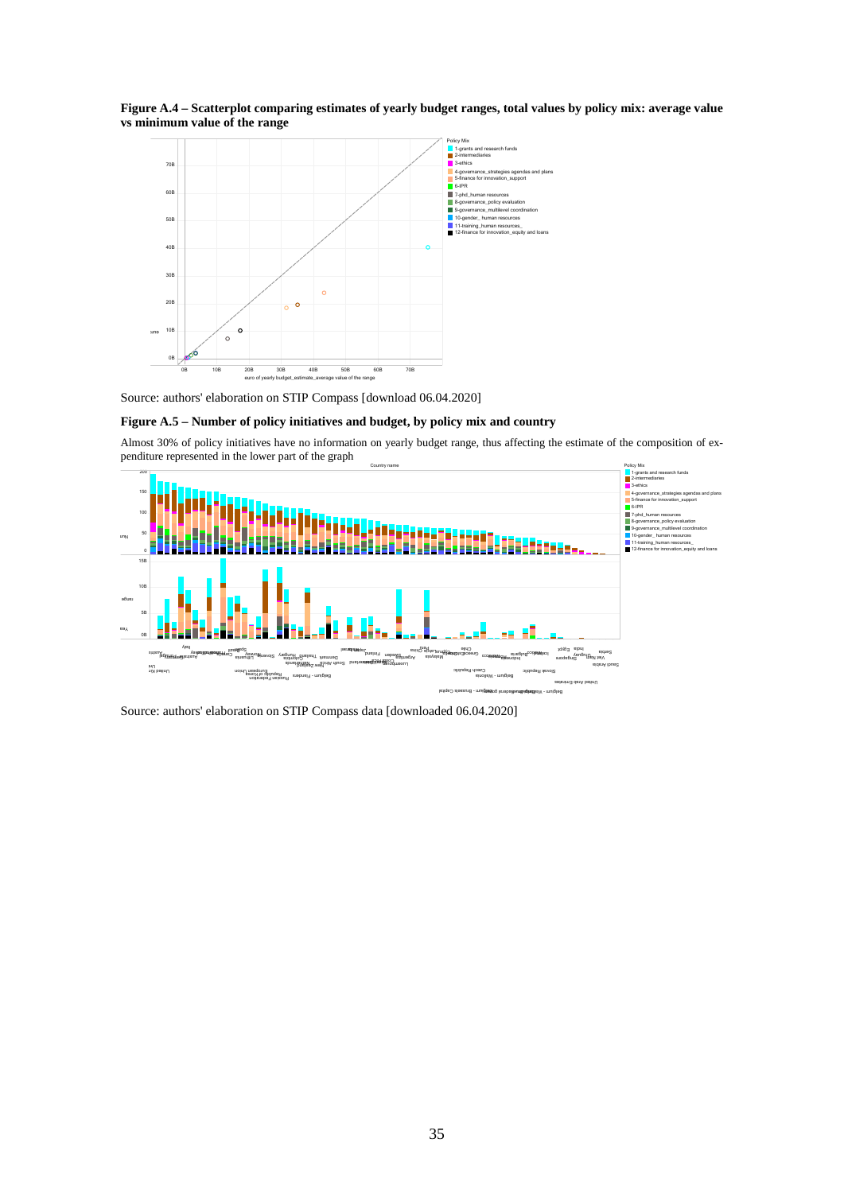**Figure A.4 – Scatterplot comparing estimates of yearly budget ranges, total values by policy mix: average value vs minimum value of the range**

Source: authors' elaboration on STIP Compass [download 06.04.2020]

**Figure A.5 – Number of policy initiatives and budget, by policy mix and country**

Almost 30% of policy initiatives have no information on yearly budget range, thus affecting the estimate of the composition of expenditure represented in the lower part of the graph

Source: authors' elaboration on STIP Compass data [downloaded 06.04.2020]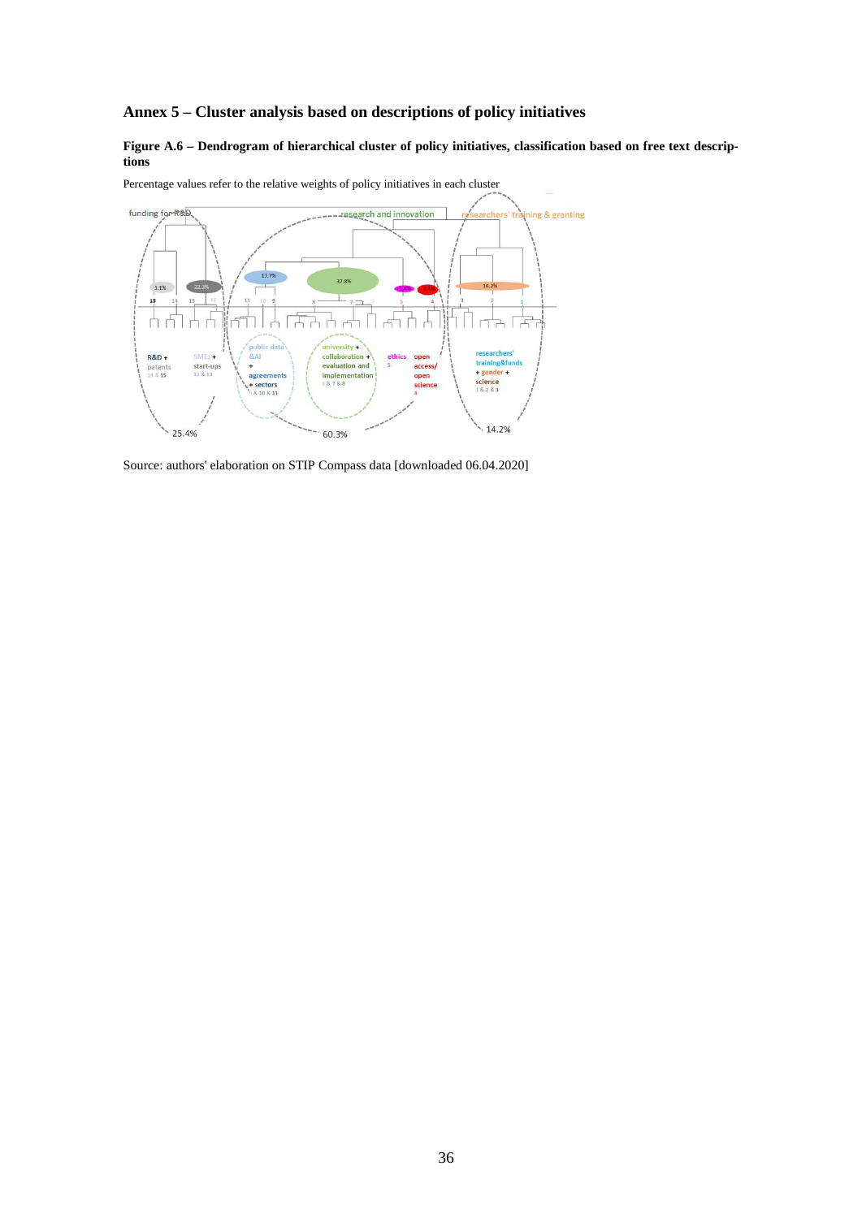## Annex 5 – Cluster analysis based on descriptions of policy initiatives

**Figure A.6 – Dendrogram of hierarchical cluster of policy initiatives, classification based on free text descriptions**

Percentage values refer to the relative weights of policy initiatives in each cluster

Source: authors' elaboration on STIP Compass data [downloaded 06.04.2020]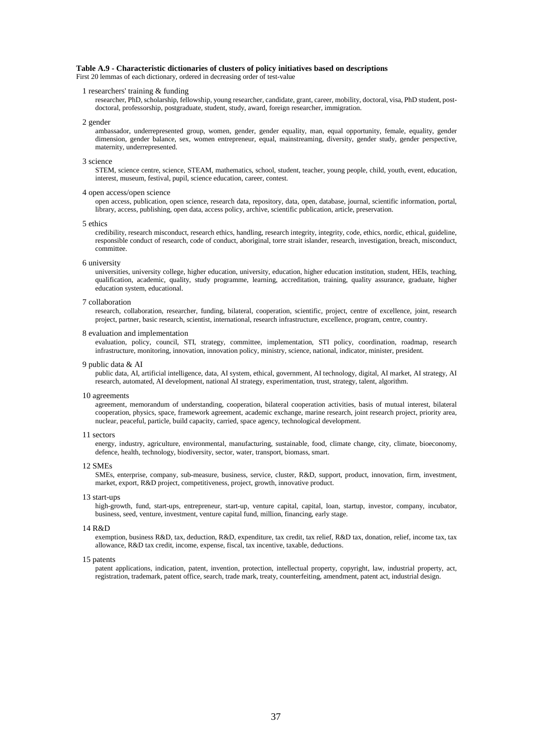**Table A.9 - Characteristic dictionaries of clusters of policy initiatives based on descriptions**

First 20 lemmas of each dictionary, ordered in decreasing order of test-value

1 researchers' training & funding

researcher, PhD, scholarship, fellowship, young researcher, candidate, grant, career, mobility, doctoral, visa, PhD student, post-doctoral, professorship, postgraduate, student, study, award, foreign researcher, immigration.

2 gender

ambassador, underrepresented group, women, gender, gender equality, man, equal opportunity, female, equality, gender dimension, gender balance, sex, women entrepreneur, equal, mainstreaming, diversity, gender study, gender perspective, maternity, underrepresented.

3 science

STEM, science centre, science, STEAM, mathematics, school, student, teacher, young people, child, youth, event, education, interest, museum, festival, pupil, science education, career, contest.

4 open access/open science

open access, publication, open science, research data, repository, data, open, database, journal, scientific information, portal, library, access, publishing, open data, access policy, archive, scientific publication, article, preservation.

5 ethics

credibility, research misconduct, research ethics, handling, research integrity, integrity, code, ethics, nordic, ethical, guideline, responsible conduct of research, code of conduct, aboriginal, torre strait islander, research, investigation, breach, misconduct, committee.

6 university

universities, university college, higher education, university, education, higher education institution, student, HEIs, teaching, qualification, academic, quality, study programme, learning, accreditation, training, quality assurance, graduate, higher education system, educational.

7 collaboration

research, collaboration, researcher, funding, bilateral, cooperation, scientific, project, centre of excellence, joint, research project, partner, basic research, scientist, international, research infrastructure, excellence, program, centre, country.

8 evaluation and implementation

evaluation, policy, council, STI, strategy, committee, implementation, STI policy, coordination, roadmap, research infrastructure, monitoring, innovation, innovation policy, ministry, science, national, indicator, minister, president.

9 public data & AI

public data, AI, artificial intelligence, data, AI system, ethical, government, AI technology, digital, AI market, AI strategy, AI research, automated, AI development, national AI strategy, experimentation, trust, strategy, talent, algorithm.

10 agreements

agreement, memorandum of understanding, cooperation, bilateral cooperation activities, basis of mutual interest, bilateral cooperation, physics, space, framework agreement, academic exchange, marine research, joint research project, priority area, nuclear, peaceful, particle, build capacity, carried, space agency, technological development.

11 sectors

energy, industry, agriculture, environmental, manufacturing, sustainable, food, climate change, city, climate, bioeconomy, defence, health, technology, biodiversity, sector, water, transport, biomass, smart.

12 SMEs

SMEs, enterprise, company, sub-measure, business, service, cluster, R&D, support, product, innovation, firm, investment, market, export, R&D project, competitiveness, project, growth, innovative product.

13 start-ups

high-growth, fund, start-ups, entrepreneur, start-up, venture capital, capital, loan, startup, investor, company, incubator, business, seed, venture, investment, venture capital fund, million, financing, early stage.

14 R&D

exemption, business R&D, tax, deduction, R&D, expenditure, tax credit, tax relief, R&D tax, donation, relief, income tax, tax allowance, R&D tax credit, income, expense, fiscal, tax incentive, taxable, deductions.

15 patents

patent applications, indication, patent, invention, protection, intellectual property, copyright, law, industrial property, act, registration, trademark, patent office, search, trade mark, treaty, counterfeiting, amendment, patent act, industrial design.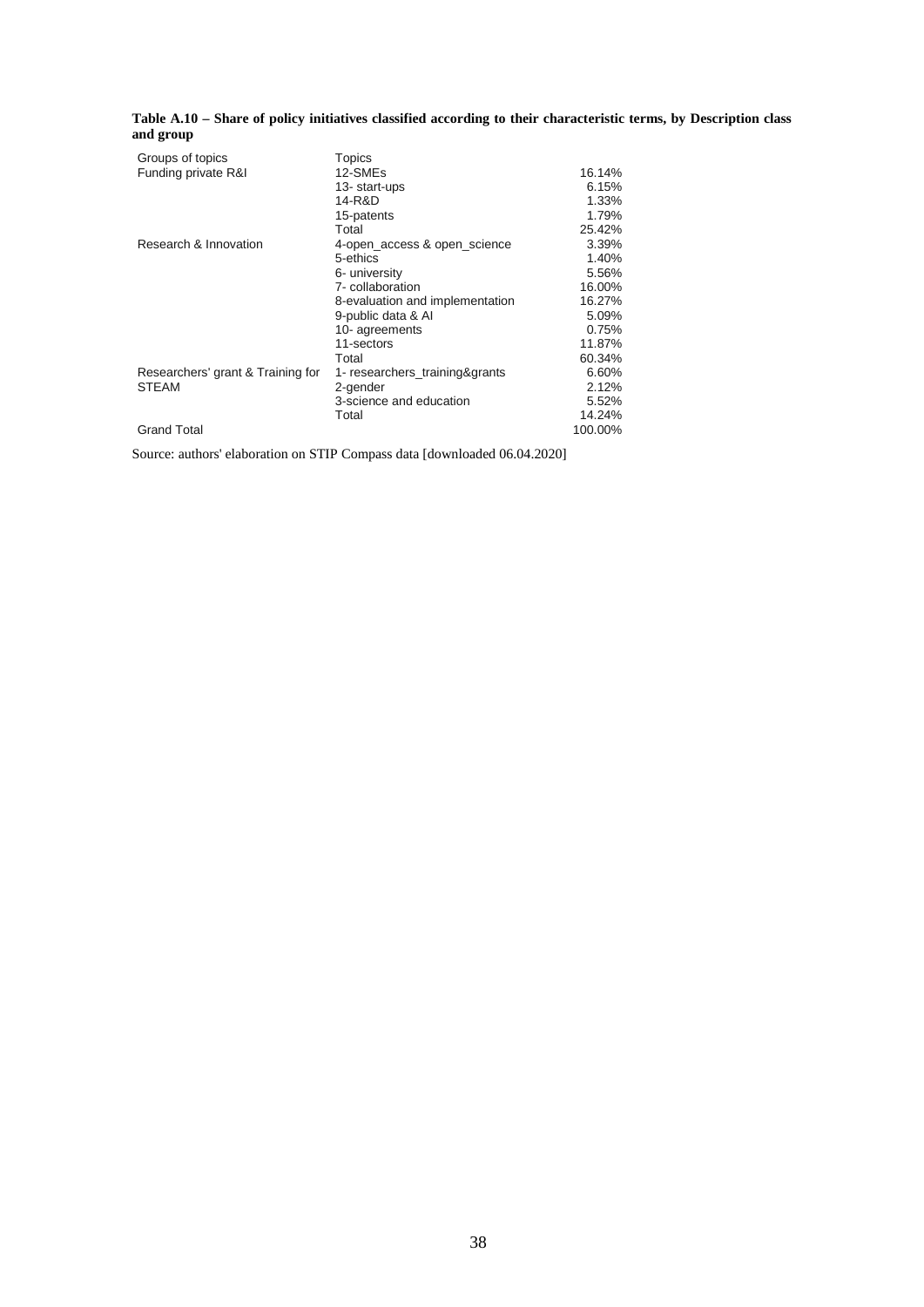**Table A.10 – Share of policy initiatives classified according to their characteristic terms, by Description class and group**

| Groups of topics | Topics | |
|---|---|---|
| Funding private R&I | 12-SMEs | 16.14% |
| | 13- start-ups | 6.15% |
| | 14-R&D | 1.33% |
| | 15-patents | 1.79% |
| | Total | 25.42% |
| Research & Innovation | 4-open_access & open_science | 3.39% |
| | 5-ethics | 1.40% |
| | 6- university | 5.56% |
| | 7- collaboration | 16.00% |
| | 8-evaluation and implementation | 16.27% |
| | 9-public data & AI | 5.09% |
| | 10- agreements | 0.75% |
| | 11-sectors | 11.87% |
| | Total | 60.34% |
| Researchers' grant & Training for STEAM | 1- researchers_training&grants | 6.60% |
| | 2-gender | 2.12% |
| | 3-science and education | 5.52% |
| | Total | 14.24% |
| Grand Total | | 100.00% |

Source: authors' elaboration on STIP Compass data [downloaded 06.04.2020]